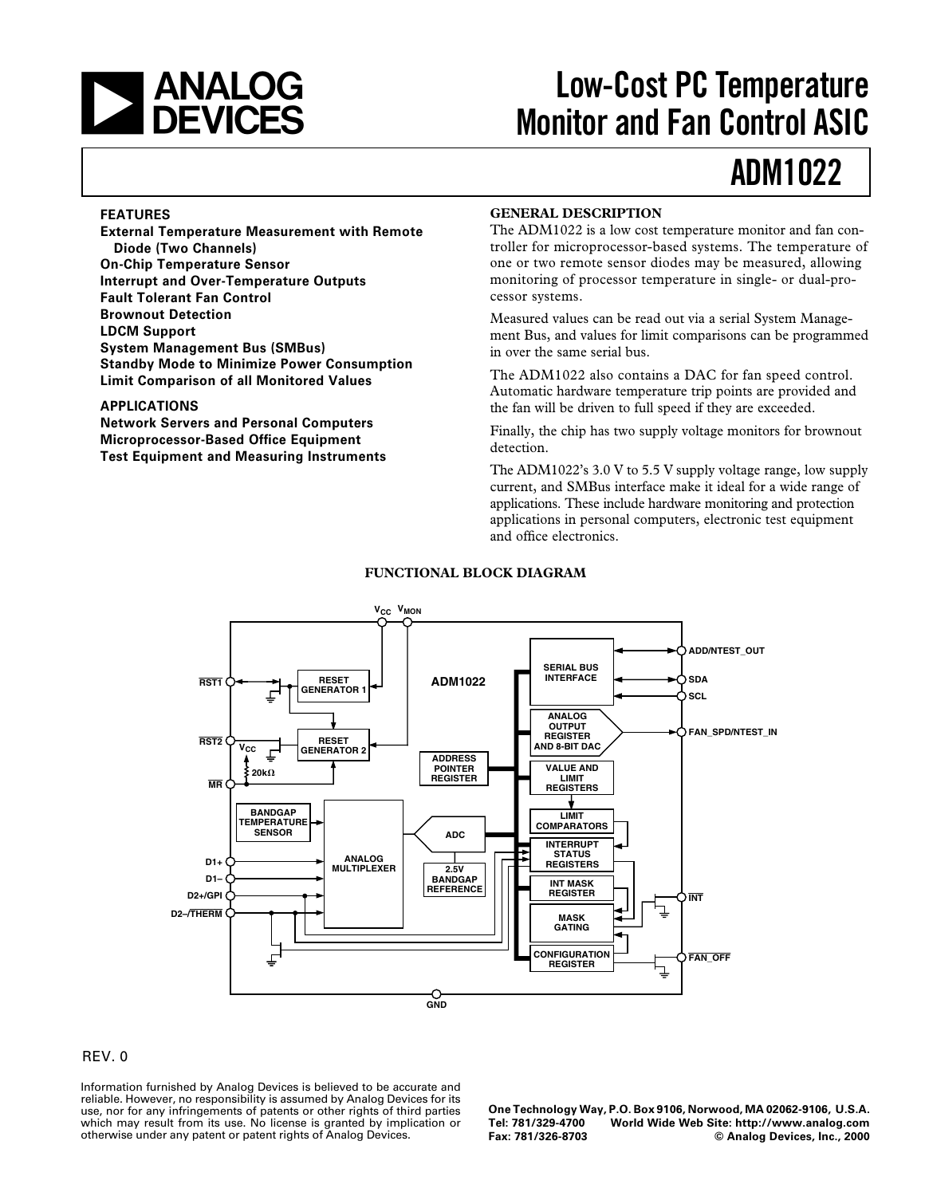# Low-Cost PC Temperature Monitor and Fan Control ASIC

# ADM1022

## FEATURES

**External Temperature Measurement with Remote Diode (Two Channels)**
**On-Chip Temperature Sensor**
**Interrupt and Over-Temperature Outputs**
**Fault Tolerant Fan Control**
**Brownout Detection**
**LDCM Support**
**System Management Bus (SMBus)**
**Standby Mode to Minimize Power Consumption**
**Limit Comparison of all Monitored Values**

## APPLICATIONS

**Network Servers and Personal Computers**
**Microprocessor-Based Office Equipment**
**Test Equipment and Measuring Instruments**

## GENERAL DESCRIPTION

The ADM1022 is a low cost temperature monitor and fan controller for microprocessor-based systems. The temperature of one or two remote sensor diodes may be measured, allowing monitoring of processor temperature in single- or dual-processor systems.

Measured values can be read out via a serial System Management Bus, and values for limit comparisons can be programmed in over the same serial bus.

The ADM1022 also contains a DAC for fan speed control. Automatic hardware temperature trip points are provided and the fan will be driven to full speed if they are exceeded.

Finally, the chip has two supply voltage monitors for brownout detection.

The ADM1022's 3.0 V to 5.5 V supply voltage range, low supply current, and SMBus interface make it ideal for a wide range of applications. These include hardware monitoring and protection applications in personal computers, electronic test equipment and office electronics.

## FUNCTIONAL BLOCK DIAGRAM

REV. 0

Information furnished by Analog Devices is believed to be accurate and reliable. However, no responsibility is assumed by Analog Devices for its use, nor for any infringements of patents or other rights of third parties which may result from its use. No license is granted by implication or otherwise under any patent or patent rights of Analog Devices.

One Technology Way, P.O. Box 9106, Norwood, MA 02062-9106, U.S.A.
Tel: 781/329-4700 World Wide Web Site: http://www.analog.com
Fax: 781/326-8703 © Analog Devices, Inc., 2000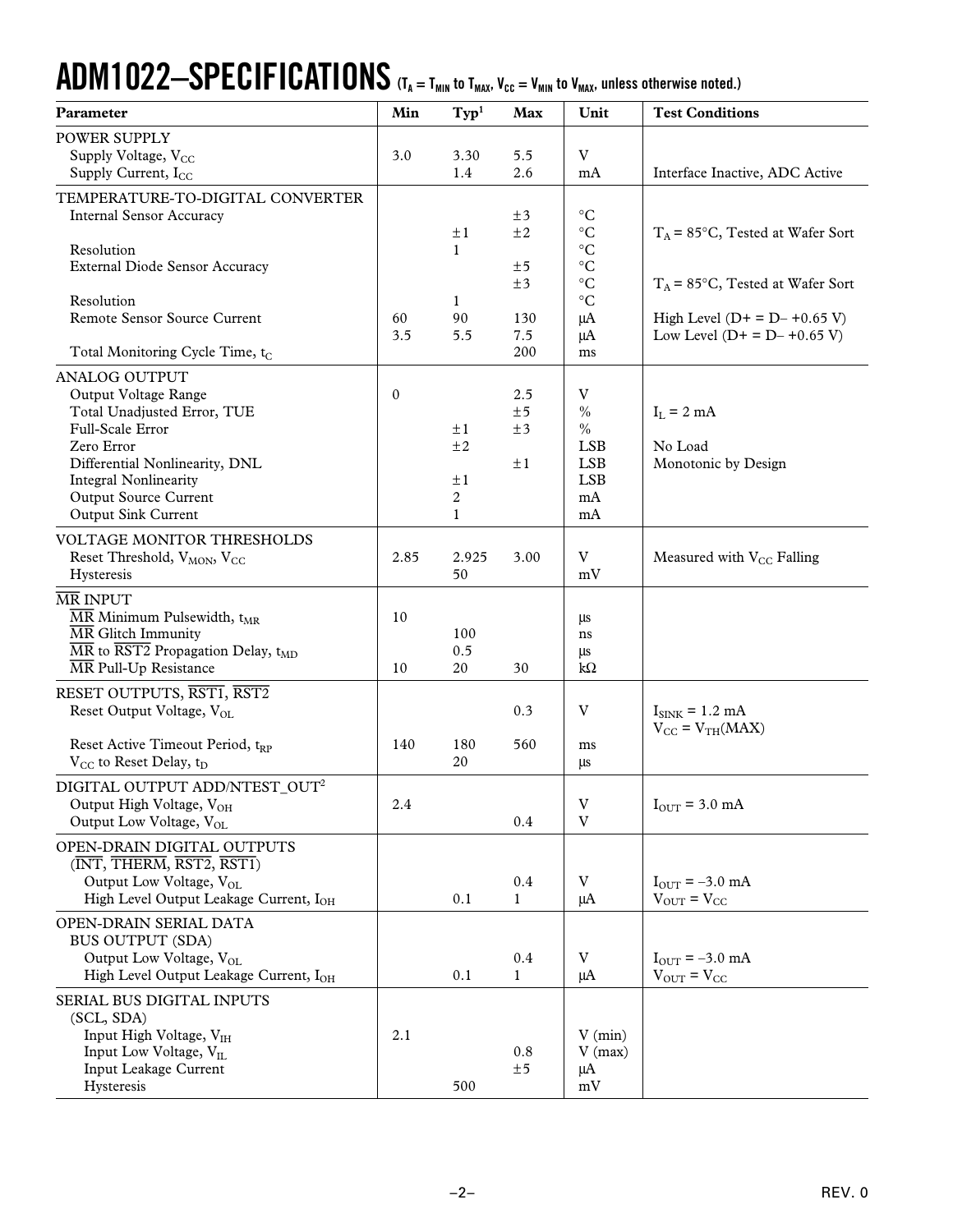# ADM1022–SPECIFICATIONS ($T_A = T_{MIN}$ to $T_{MAX}$, $V_{CC} = V_{MIN}$ to $V_{MAX}$, unless otherwise noted.)

| Parameter | Min | Typ[1] | Max | Unit | Test Conditions |
|---|---|---|---|---|---|
| POWER SUPPLY | | | | | |
| Supply Voltage, $V_{CC}$ | 3.0 | 3.30 | 5.5 | V | |
| Supply Current, $I_{CC}$ | | 1.4 | 2.6 | mA | Interface Inactive, ADC Active |
| TEMPERATURE-TO-DIGITAL CONVERTER | | | | | |
| Internal Sensor Accuracy | | | ±3 | °C | |
| | | ±1 | ±2 | °C | $T_A$ = 85°C, Tested at Wafer Sort |
| Resolution | | 1 | | °C | |
| External Diode Sensor Accuracy | | | ±5 | °C | |
| | | | ±3 | °C | $T_A$ = 85°C, Tested at Wafer Sort |
| Resolution | | 1 | | °C | |
| Remote Sensor Source Current | 60 | 90 | 130 | µA | High Level (D+ = D– +0.65 V) |
| | 3.5 | 5.5 | 7.5 | µA | Low Level (D+ = D– +0.65 V) |
| Total Monitoring Cycle Time, $t_C$ | | | 200 | ms | |
| ANALOG OUTPUT | | | | | |
| Output Voltage Range | 0 | | 2.5 | V | |
| Total Unadjusted Error, TUE | | | ±5 | % | $I_L$ = 2 mA |
| Full-Scale Error | | ±1 | ±3 | % | |
| Zero Error | | ±2 | | LSB | No Load |
| Differential Nonlinearity, DNL | | | ±1 | LSB | Monotonic by Design |
| Integral Nonlinearity | | ±1 | | LSB | |
| Output Source Current | | 2 | | mA | |
| Output Sink Current | | 1 | | mA | |
| VOLTAGE MONITOR THRESHOLDS | | | | | |
| Reset Threshold, $V_{MON}$, $V_{CC}$ | 2.85 | 2.925 | 3.00 | V | Measured with $V_{CC}$ Falling |
| Hysteresis | | 50 | | mV | |
| $\overline{MR}$ INPUT | | | | | |
| $\overline{MR}$ Minimum Pulsewidth, $t_{MR}$ | 10 | | | µs | |
| $\overline{MR}$ Glitch Immunity | | 100 | | ns | |
| $\overline{MR}$ to $\overline{RST2}$ Propagation Delay, $t_{MD}$ | | 0.5 | | µs | |
| $\overline{MR}$ Pull-Up Resistance | 10 | 20 | 30 | kΩ | |
| RESET OUTPUTS, $\overline{RST1}$, $\overline{RST2}$ | | | | | |
| Reset Output Voltage, $V_{OL}$ | | | 0.3 | V | $I_{SINK}$ = 1.2 mA, $V_{CC} = V_{TH}(MAX)$ |
| Reset Active Timeout Period, $t_{RP}$ | 140 | 180 | 560 | ms | |
| $V_{CC}$ to Reset Delay, $t_D$ | | 20 | | µs | |
| DIGITAL OUTPUT ADD/NTEST_OUT[2] | | | | | |
| Output High Voltage, $V_{OH}$ | 2.4 | | | V | $I_{OUT}$ = 3.0 mA |
| Output Low Voltage, $V_{OL}$ | | | 0.4 | V | |
| OPEN-DRAIN DIGITAL OUTPUTS ($\overline{INT}$, $\overline{THERM}$, $\overline{RST2}$, $\overline{RST1}$) | | | | | |
| Output Low Voltage, $V_{OL}$ | | | 0.4 | V | $I_{OUT}$ = –3.0 mA |
| High Level Output Leakage Current, $I_{OH}$ | | 0.1 | 1 | µA | $V_{OUT} = V_{CC}$ |
| OPEN-DRAIN SERIAL DATA BUS OUTPUT (SDA) | | | | | |
| Output Low Voltage, $V_{OL}$ | | | 0.4 | V | $I_{OUT}$ = –3.0 mA |
| High Level Output Leakage Current, $I_{OH}$ | | 0.1 | 1 | µA | $V_{OUT} = V_{CC}$ |
| SERIAL BUS DIGITAL INPUTS (SCL, SDA) | | | | | |
| Input High Voltage, $V_{IH}$ | 2.1 | | | V (min) | |
| Input Low Voltage, $V_{IL}$ | | | 0.8 | V (max) | |
| Input Leakage Current | | | ±5 | µA | |
| Hysteresis | | 500 | | mV | |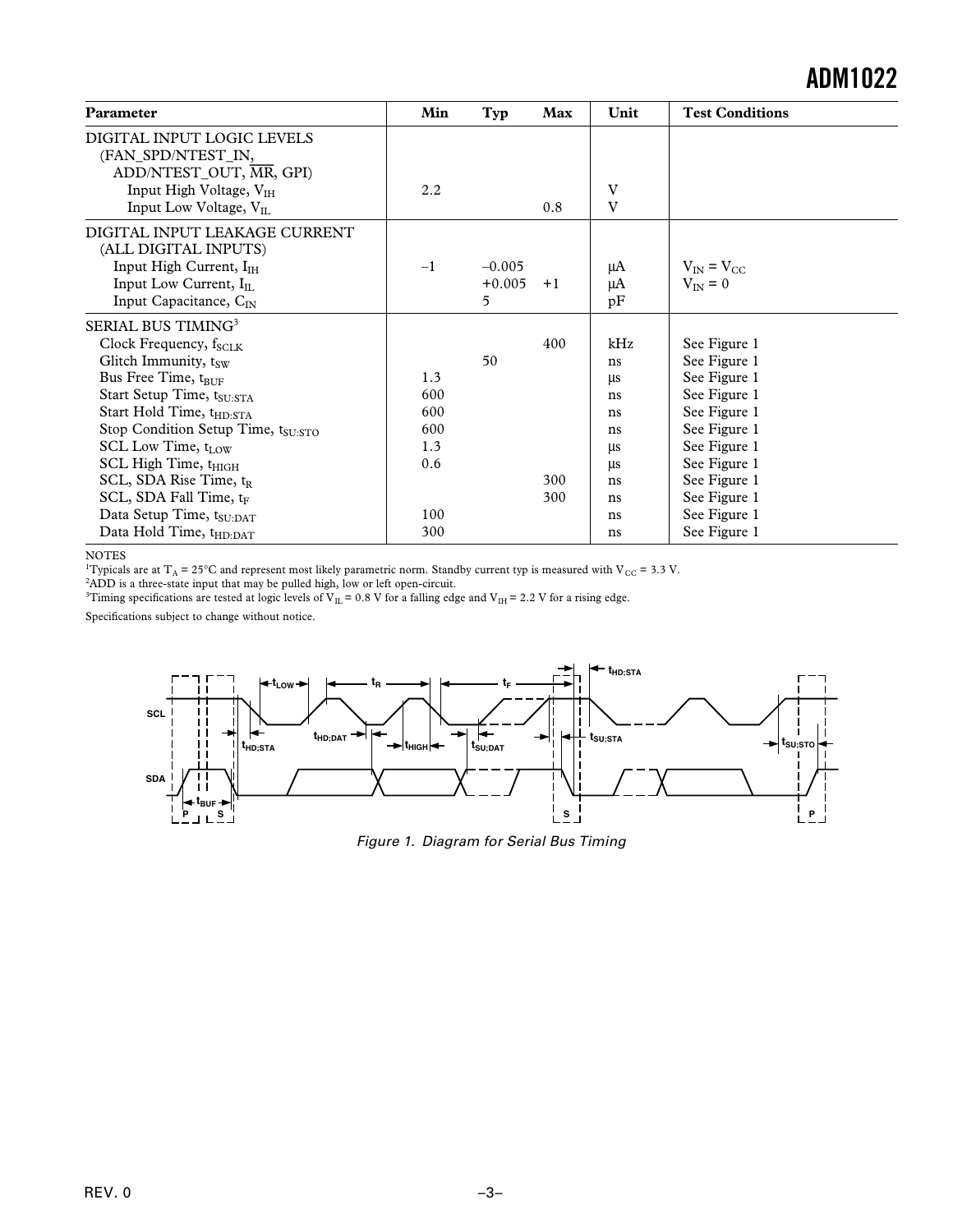| Parameter | Min | Typ | Max | Unit | Test Conditions |
|---|---|---|---|---|---|
| DIGITAL INPUT LOGIC LEVELS (FAN_SPD/NTEST_IN, ADD/NTEST_OUT, $\overline{MR}$, GPI) | | | | | |
| Input High Voltage, $V_{IH}$ | 2.2 | | | V | |
| Input Low Voltage, $V_{IL}$ | | | 0.8 | V | |
| DIGITAL INPUT LEAKAGE CURRENT (ALL DIGITAL INPUTS) | | | | | |
| Input High Current, $I_{IH}$ | –1 | –0.005 | | µA | $V_{IN} = V_{CC}$ |
| Input Low Current, $I_{IL}$ | | +0.005 | +1 | µA | $V_{IN} = 0$ |
| Input Capacitance, $C_{IN}$ | | 5 | | pF | |
| SERIAL BUS TIMING[3] | | | | | |
| Clock Frequency, $f_{SCLK}$ | | | 400 | kHz | See Figure 1 |
| Glitch Immunity, $t_{SW}$ | | 50 | | ns | See Figure 1 |
| Bus Free Time, $t_{BUF}$ | 1.3 | | | µs | See Figure 1 |
| Start Setup Time, $t_{SU:STA}$ | 600 | | | ns | See Figure 1 |
| Start Hold Time, $t_{HD:STA}$ | 600 | | | ns | See Figure 1 |
| Stop Condition Setup Time, $t_{SU:STO}$ | 600 | | | ns | See Figure 1 |
| SCL Low Time, $t_{LOW}$ | 1.3 | | | µs | See Figure 1 |
| SCL High Time, $t_{HIGH}$ | 0.6 | | | µs | See Figure 1 |
| SCL, SDA Rise Time, $t_R$ | | | 300 | ns | See Figure 1 |
| SCL, SDA Fall Time, $t_F$ | | | 300 | ns | See Figure 1 |
| Data Setup Time, $t_{SU:DAT}$ | 100 | | | ns | See Figure 1 |
| Data Hold Time, $t_{HD:DAT}$ | 300 | | | ns | See Figure 1 |

NOTES

[1]Typicals are at $T_A = 25°C$ and represent most likely parametric norm. Standby current typ is measured with $V_{CC} = 3.3$ V.

[2]ADD is a three-state input that may be pulled high, low or left open-circuit.

[3]Timing specifications are tested at logic levels of $V_{IL} = 0.8$ V for a falling edge and $V_{IH} = 2.2$ V for a rising edge.

Specifications subject to change without notice.

*Figure 1. Diagram for Serial Bus Timing*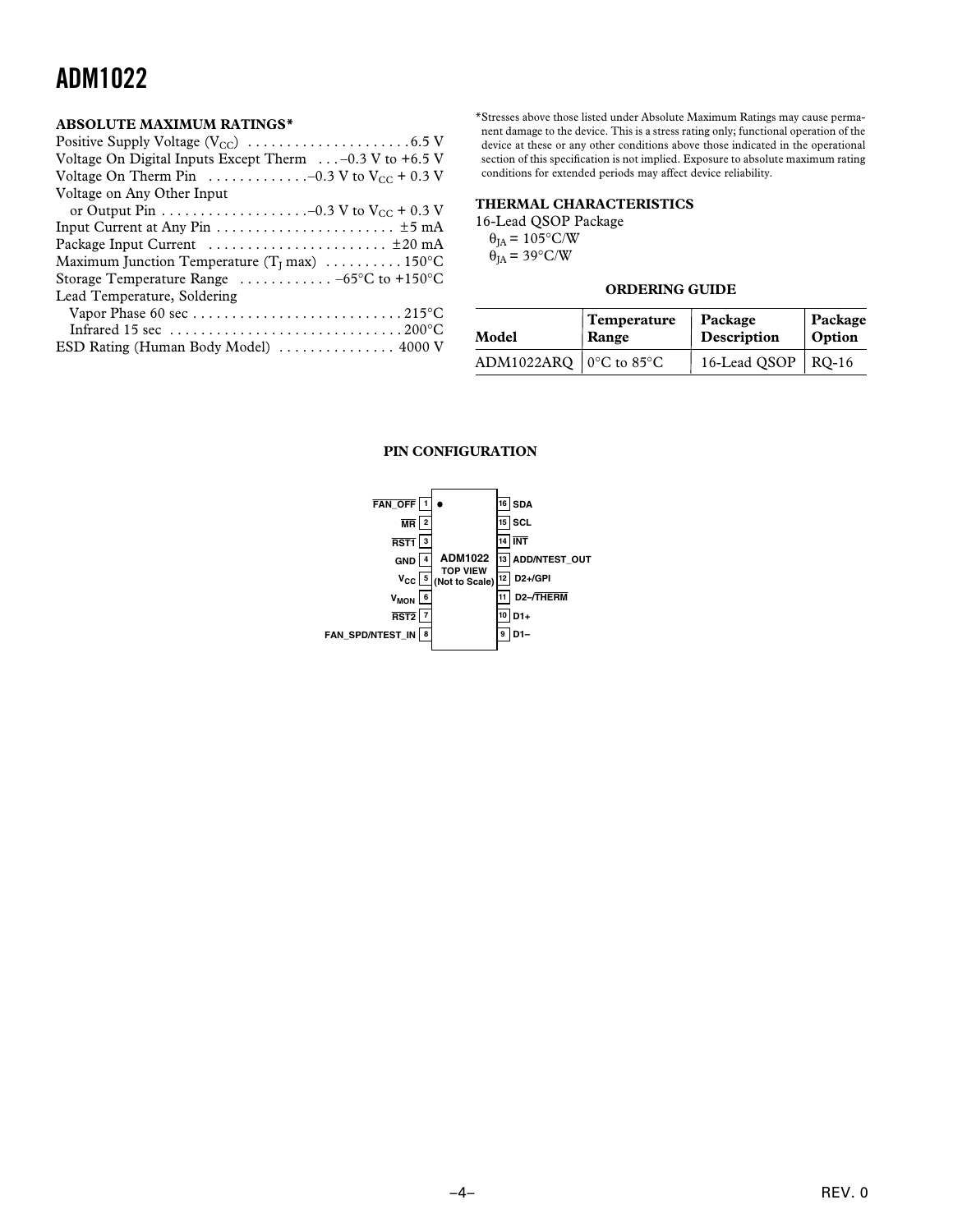## ABSOLUTE MAXIMUM RATINGS*

Positive Supply Voltage ($V_{CC}$) . . . . . . . . . . . . . . . . . . . . . 6.5 V
Voltage On Digital Inputs Except Therm . . . –0.3 V to +6.5 V
Voltage On Therm Pin . . . . . . . . . . . . .–0.3 V to $V_{CC}$ + 0.3 V
Voltage on Any Other Input
or Output Pin . . . . . . . . . . . . . . . . . . .–0.3 V to $V_{CC}$ + 0.3 V
Input Current at Any Pin . . . . . . . . . . . . . . . . . . . . . . . ±5 mA
Package Input Current . . . . . . . . . . . . . . . . . . . . . . . ±20 mA
Maximum Junction Temperature ($T_J$ max) . . . . . . . . . . 150°C
Storage Temperature Range . . . . . . . . . . . . –65°C to +150°C
Lead Temperature, Soldering
Vapor Phase 60 sec . . . . . . . . . . . . . . . . . . . . . . . . . . . 215°C
Infrared 15 sec . . . . . . . . . . . . . . . . . . . . . . . . . . . . . . 200°C
ESD Rating (Human Body Model) . . . . . . . . . . . . . . . 4000 V

*Stresses above those listed under Absolute Maximum Ratings may cause permanent damage to the device. This is a stress rating only; functional operation of the device at these or any other conditions above those indicated in the operational section of this specification is not implied. Exposure to absolute maximum rating conditions for extended periods may affect device reliability.

## THERMAL CHARACTERISTICS

16-Lead QSOP Package
$\theta_{JA}$ = 105°C/W
$\theta_{JA}$ = 39°C/W

## ORDERING GUIDE

| Model | Temperature Range | Package Description | Package Option |
|---|---|---|---|
| ADM1022ARQ | 0°C to 85°C | 16-Lead QSOP | RQ-16 |

## PIN CONFIGURATION

| Pin | Name | Pin | Name |
|---|---|---|---|
| 1 | FAN_OFF | 16 | SDA |
| 2 | MR | 15 | SCL |
| 3 | RST1 | 14 | INT |
| 4 | GND | 13 | ADD/NTEST_OUT |
| 5 | $V_{CC}$ | 12 | D2+/GPI |
| 6 | $V_{MON}$ | 11 | D2–/THERM |
| 7 | RST2 | 10 | D1+ |
| 8 | FAN_SPD/NTEST_IN | 9 | D1– |

ADM1022 TOP VIEW (Not to Scale)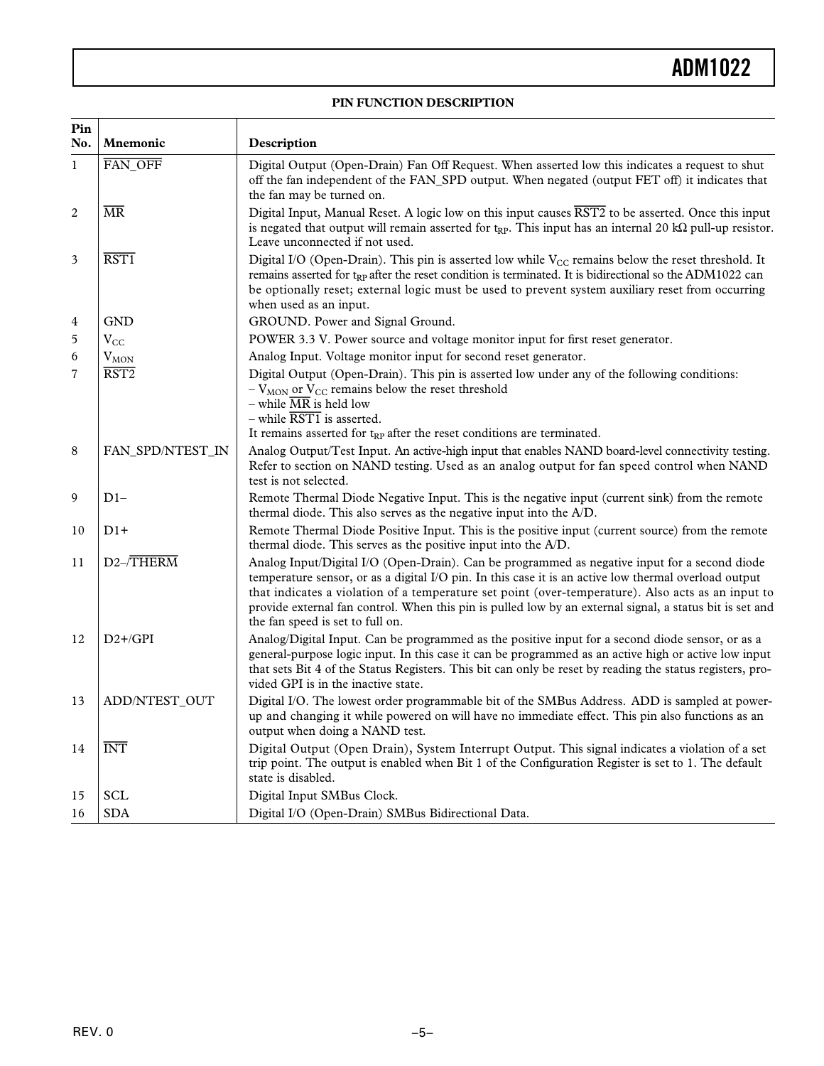## PIN FUNCTION DESCRIPTION

| Pin No. | Mnemonic | Description |
|---|---|---|
| 1 | $\overline{\text{FAN\_OFF}}$ | Digital Output (Open-Drain) Fan Off Request. When asserted low this indicates a request to shut off the fan independent of the FAN_SPD output. When negated (output FET off) it indicates that the fan may be turned on. |
| 2 | $\overline{\text{MR}}$ | Digital Input, Manual Reset. A logic low on this input causes $\overline{\text{RST2}}$ to be asserted. Once this input is negated that output will remain asserted for $t_{RP}$. This input has an internal 20 kΩ pull-up resistor. Leave unconnected if not used. |
| 3 | $\overline{\text{RST1}}$ | Digital I/O (Open-Drain). This pin is asserted low while $V_{CC}$ remains below the reset threshold. It remains asserted for $t_{RP}$ after the reset condition is terminated. It is bidirectional so the ADM1022 can be optionally reset; external logic must be used to prevent system auxiliary reset from occurring when used as an input. |
| 4 | GND | GROUND. Power and Signal Ground. |
| 5 | $V_{CC}$ | POWER 3.3 V. Power source and voltage monitor input for first reset generator. |
| 6 | $V_{MON}$ | Analog Input. Voltage monitor input for second reset generator. |
| 7 | $\overline{\text{RST2}}$ | Digital Output (Open-Drain). This pin is asserted low under any of the following conditions:<br>– $V_{MON}$ or $V_{CC}$ remains below the reset threshold<br>– while $\overline{\text{MR}}$ is held low<br>– while $\overline{\text{RST1}}$ is asserted.<br>It remains asserted for $t_{RP}$ after the reset conditions are terminated. |
| 8 | FAN_SPD/NTEST_IN | Analog Output/Test Input. An active-high input that enables NAND board-level connectivity testing. Refer to section on NAND testing. Used as an analog output for fan speed control when NAND test is not selected. |
| 9 | D1– | Remote Thermal Diode Negative Input. This is the negative input (current sink) from the remote thermal diode. This also serves as the negative input into the A/D. |
| 10 | D1+ | Remote Thermal Diode Positive Input. This is the positive input (current source) from the remote thermal diode. This serves as the positive input into the A/D. |
| 11 | D2–/$\overline{\text{THERM}}$ | Analog Input/Digital I/O (Open-Drain). Can be programmed as negative input for a second diode temperature sensor, or as a digital I/O pin. In this case it is an active low thermal overload output that indicates a violation of a temperature set point (over-temperature). Also acts as an input to provide external fan control. When this pin is pulled low by an external signal, a status bit is set and the fan speed is set to full on. |
| 12 | D2+/GPI | Analog/Digital Input. Can be programmed as the positive input for a second diode sensor, or as a general-purpose logic input. In this case it can be programmed as an active high or active low input that sets Bit 4 of the Status Registers. This bit can only be reset by reading the status registers, provided GPI is in the inactive state. |
| 13 | ADD/NTEST_OUT | Digital I/O. The lowest order programmable bit of the SMBus Address. ADD is sampled at power-up and changing it while powered on will have no immediate effect. This pin also functions as an output when doing a NAND test. |
| 14 | $\overline{\text{INT}}$ | Digital Output (Open Drain), System Interrupt Output. This signal indicates a violation of a set trip point. The output is enabled when Bit 1 of the Configuration Register is set to 1. The default state is disabled. |
| 15 | SCL | Digital Input SMBus Clock. |
| 16 | SDA | Digital I/O (Open-Drain) SMBus Bidirectional Data. |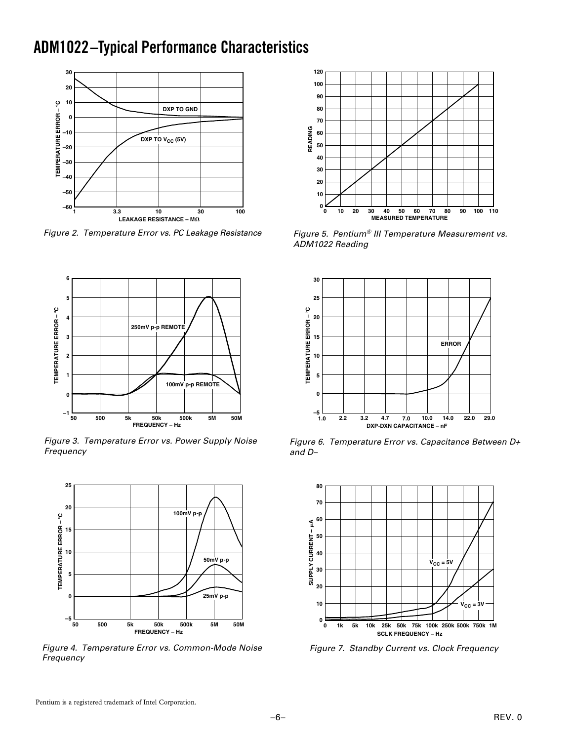## ADM1022–Typical Performance Characteristics

Figure 2. Temperature Error vs. PC Leakage Resistance

Figure 3. Temperature Error vs. Power Supply Noise Frequency

Figure 4. Temperature Error vs. Common-Mode Noise Frequency

Figure 5. Pentium® III Temperature Measurement vs. ADM1022 Reading

Figure 6. Temperature Error vs. Capacitance Between D+ and D–

Figure 7. Standby Current vs. Clock Frequency

Pentium is a registered trademark of Intel Corporation.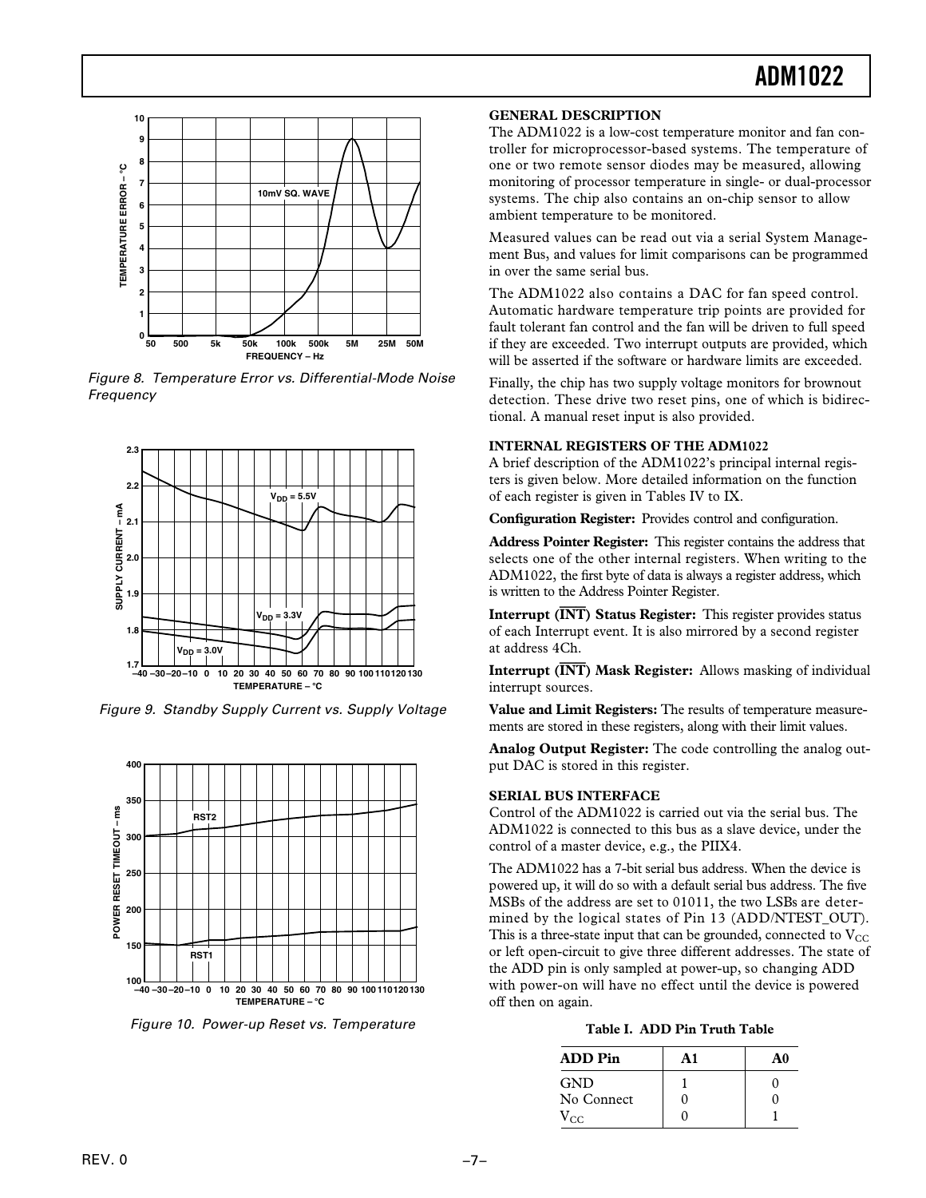Figure 8. Temperature Error vs. Differential-Mode Noise Frequency

Figure 9. Standby Supply Current vs. Supply Voltage

Figure 10. Power-up Reset vs. Temperature

### GENERAL DESCRIPTION

The ADM1022 is a low-cost temperature monitor and fan controller for microprocessor-based systems. The temperature of one or two remote sensor diodes may be measured, allowing monitoring of processor temperature in single- or dual-processor systems. The chip also contains an on-chip sensor to allow ambient temperature to be monitored.

Measured values can be read out via a serial System Management Bus, and values for limit comparisons can be programmed in over the same serial bus.

The ADM1022 also contains a DAC for fan speed control. Automatic hardware temperature trip points are provided for fault tolerant fan control and the fan will be driven to full speed if they are exceeded. Two interrupt outputs are provided, which will be asserted if the software or hardware limits are exceeded.

Finally, the chip has two supply voltage monitors for brownout detection. These drive two reset pins, one of which is bidirectional. A manual reset input is also provided.

### INTERNAL REGISTERS OF THE ADM1022

A brief description of the ADM1022's principal internal registers is given below. More detailed information on the function of each register is given in Tables IV to IX.

**Configuration Register:** Provides control and configuration.

**Address Pointer Register:** This register contains the address that selects one of the other internal registers. When writing to the ADM1022, the first byte of data is always a register address, which is written to the Address Pointer Register.

**Interrupt ($\overline{INT}$) Status Register:** This register provides status of each Interrupt event. It is also mirrored by a second register at address 4Ch.

**Interrupt ($\overline{INT}$) Mask Register:** Allows masking of individual interrupt sources.

**Value and Limit Registers:** The results of temperature measurements are stored in these registers, along with their limit values.

**Analog Output Register:** The code controlling the analog output DAC is stored in this register.

### SERIAL BUS INTERFACE

Control of the ADM1022 is carried out via the serial bus. The ADM1022 is connected to this bus as a slave device, under the control of a master device, e.g., the PIIX4.

The ADM1022 has a 7-bit serial bus address. When the device is powered up, it will do so with a default serial bus address. The five MSBs of the address are set to 01011, the two LSBs are determined by the logical states of Pin 13 (ADD/NTEST_OUT). This is a three-state input that can be grounded, connected to $V_{CC}$ or left open-circuit to give three different addresses. The state of the ADD pin is only sampled at power-up, so changing ADD with power-on will have no effect until the device is powered off then on again.

**Table I. ADD Pin Truth Table**

| ADD Pin | A1 | A0 |
|---|---|---|
| GND | 1 | 0 |
| No Connect | 0 | 0 |
| $V_{CC}$ | 0 | 1 |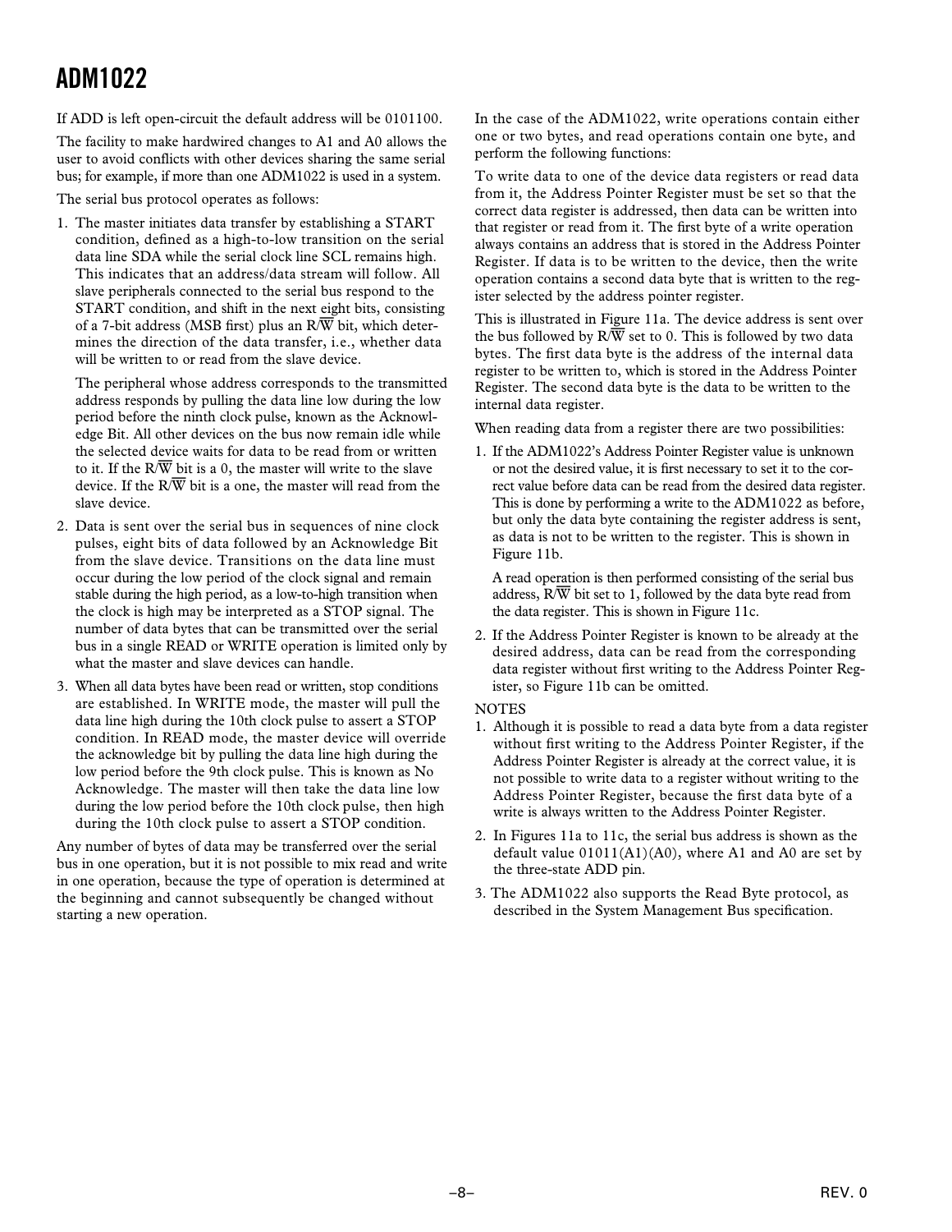If ADD is left open-circuit the default address will be 0101100.

The facility to make hardwired changes to A1 and A0 allows the user to avoid conflicts with other devices sharing the same serial bus; for example, if more than one ADM1022 is used in a system.

The serial bus protocol operates as follows:

1. The master initiates data transfer by establishing a START condition, defined as a high-to-low transition on the serial data line SDA while the serial clock line SCL remains high. This indicates that an address/data stream will follow. All slave peripherals connected to the serial bus respond to the START condition, and shift in the next eight bits, consisting of a 7-bit address (MSB first) plus an R/$\overline{W}$ bit, which determines the direction of the data transfer, i.e., whether data will be written to or read from the slave device.

   The peripheral whose address corresponds to the transmitted address responds by pulling the data line low during the low period before the ninth clock pulse, known as the Acknowledge Bit. All other devices on the bus now remain idle while the selected device waits for data to be read from or written to it. If the R/$\overline{W}$ bit is a 0, the master will write to the slave device. If the R/$\overline{W}$ bit is a one, the master will read from the slave device.

2. Data is sent over the serial bus in sequences of nine clock pulses, eight bits of data followed by an Acknowledge Bit from the slave device. Transitions on the data line must occur during the low period of the clock signal and remain stable during the high period, as a low-to-high transition when the clock is high may be interpreted as a STOP signal. The number of data bytes that can be transmitted over the serial bus in a single READ or WRITE operation is limited only by what the master and slave devices can handle.

3. When all data bytes have been read or written, stop conditions are established. In WRITE mode, the master will pull the data line high during the 10th clock pulse to assert a STOP condition. In READ mode, the master device will override the acknowledge bit by pulling the data line high during the low period before the 9th clock pulse. This is known as No Acknowledge. The master will then take the data line low during the low period before the 10th clock pulse, then high during the 10th clock pulse to assert a STOP condition.

Any number of bytes of data may be transferred over the serial bus in one operation, but it is not possible to mix read and write in one operation, because the type of operation is determined at the beginning and cannot subsequently be changed without starting a new operation.

In the case of the ADM1022, write operations contain either one or two bytes, and read operations contain one byte, and perform the following functions:

To write data to one of the device data registers or read data from it, the Address Pointer Register must be set so that the correct data register is addressed, then data can be written into that register or read from it. The first byte of a write operation always contains an address that is stored in the Address Pointer Register. If data is to be written to the device, then the write operation contains a second data byte that is written to the register selected by the address pointer register.

This is illustrated in Figure 11a. The device address is sent over the bus followed by R/$\overline{W}$ set to 0. This is followed by two data bytes. The first data byte is the address of the internal data register to be written to, which is stored in the Address Pointer Register. The second data byte is the data to be written to the internal data register.

When reading data from a register there are two possibilities:

1. If the ADM1022's Address Pointer Register value is unknown or not the desired value, it is first necessary to set it to the correct value before data can be read from the desired data register. This is done by performing a write to the ADM1022 as before, but only the data byte containing the register address is sent, as data is not to be written to the register. This is shown in Figure 11b.

   A read operation is then performed consisting of the serial bus address, R/$\overline{W}$ bit set to 1, followed by the data byte read from the data register. This is shown in Figure 11c.

2. If the Address Pointer Register is known to be already at the desired address, data can be read from the corresponding data register without first writing to the Address Pointer Register, so Figure 11b can be omitted.

NOTES

1. Although it is possible to read a data byte from a data register without first writing to the Address Pointer Register, if the Address Pointer Register is already at the correct value, it is not possible to write data to a register without writing to the Address Pointer Register, because the first data byte of a write is always written to the Address Pointer Register.
2. In Figures 11a to 11c, the serial bus address is shown as the default value 01011(A1)(A0), where A1 and A0 are set by the three-state ADD pin.
3. The ADM1022 also supports the Read Byte protocol, as described in the System Management Bus specification.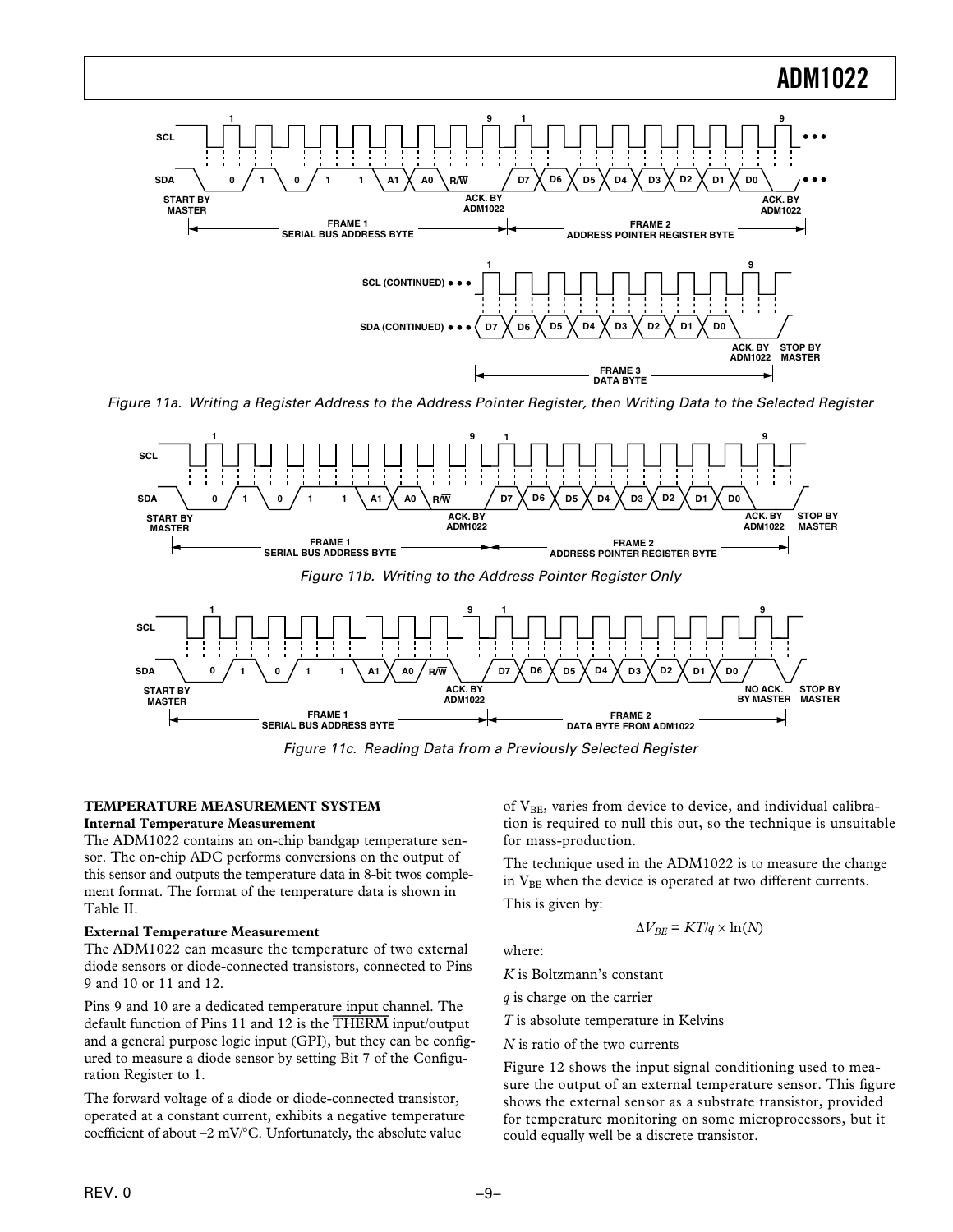Figure 11a. Writing a Register Address to the Address Pointer Register, then Writing Data to the Selected Register

Figure 11b. Writing to the Address Pointer Register Only

Figure 11c. Reading Data from a Previously Selected Register

## TEMPERATURE MEASUREMENT SYSTEM

### Internal Temperature Measurement

The ADM1022 contains an on-chip bandgap temperature sensor. The on-chip ADC performs conversions on the output of this sensor and outputs the temperature data in 8-bit twos complement format. The format of the temperature data is shown in Table II.

### External Temperature Measurement

The ADM1022 can measure the temperature of two external diode sensors or diode-connected transistors, connected to Pins 9 and 10 or 11 and 12.

Pins 9 and 10 are a dedicated temperature input channel. The default function of Pins 11 and 12 is the $\overline{\text{THERM}}$ input/output and a general purpose logic input (GPI), but they can be configured to measure a diode sensor by setting Bit 7 of the Configuration Register to 1.

The forward voltage of a diode or diode-connected transistor, operated at a constant current, exhibits a negative temperature coefficient of about –2 mV/°C. Unfortunately, the absolute value of $V_{BE}$, varies from device to device, and individual calibration is required to null this out, so the technique is unsuitable for mass-production.

The technique used in the ADM1022 is to measure the change in $V_{BE}$ when the device is operated at two different currents.

This is given by:

$$\Delta V_{BE} = KT/q \times \ln(N)$$

where:

$K$ is Boltzmann's constant

$q$ is charge on the carrier

$T$ is absolute temperature in Kelvins

$N$ is ratio of the two currents

Figure 12 shows the input signal conditioning used to measure the output of an external temperature sensor. This figure shows the external sensor as a substrate transistor, provided for temperature monitoring on some microprocessors, but it could equally well be a discrete transistor.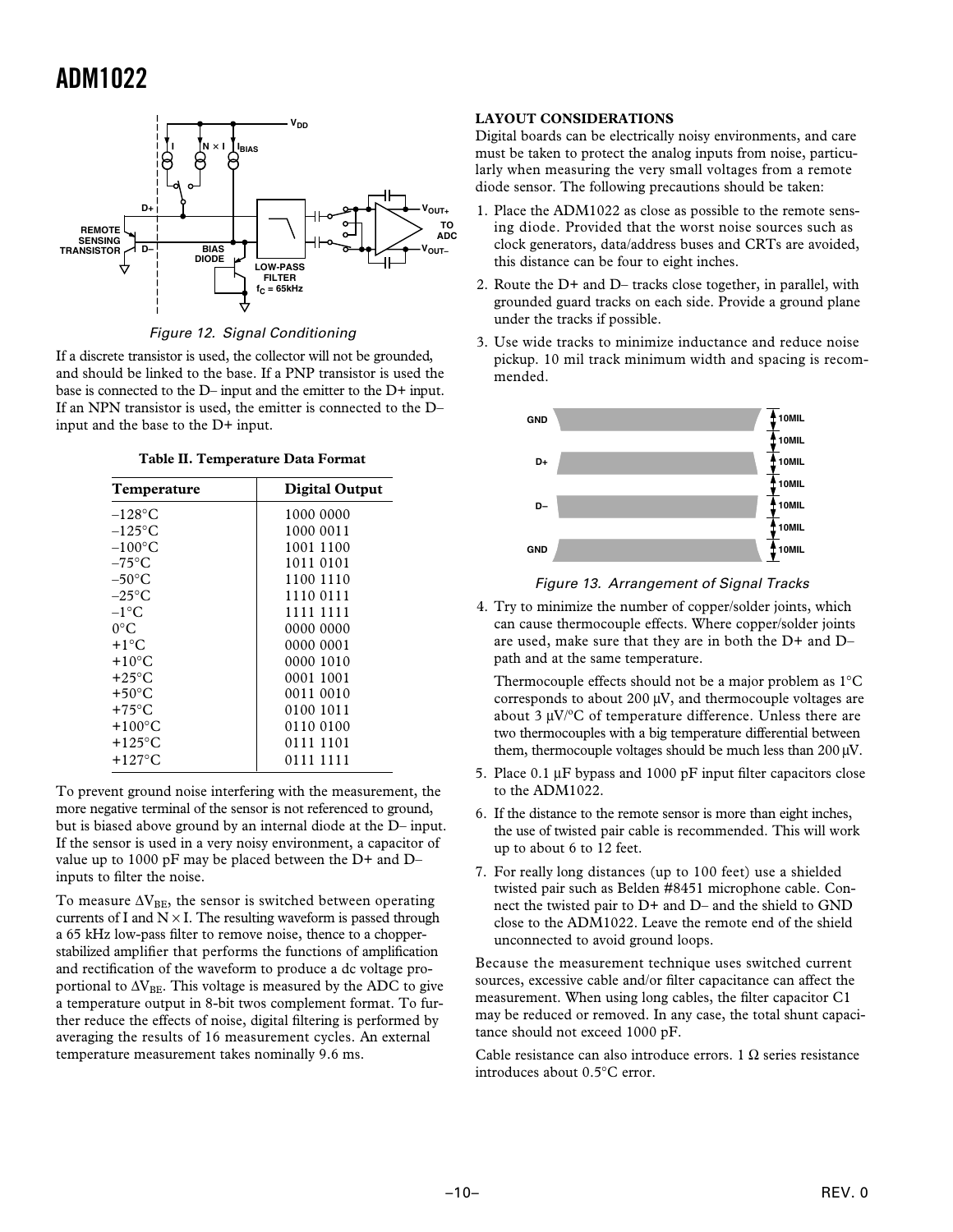Figure 12. Signal Conditioning

If a discrete transistor is used, the collector will not be grounded, and should be linked to the base. If a PNP transistor is used the base is connected to the D– input and the emitter to the D+ input. If an NPN transistor is used, the emitter is connected to the D– input and the base to the D+ input.

**Table II. Temperature Data Format**

| Temperature | Digital Output |
|---|---|
| –128°C | 1000 0000 |
| –125°C | 1000 0011 |
| –100°C | 1001 1100 |
| –75°C | 1011 0101 |
| –50°C | 1100 1110 |
| –25°C | 1110 0111 |
| –1°C | 1111 1111 |
| 0°C | 0000 0000 |
| +1°C | 0000 0001 |
| +10°C | 0000 1010 |
| +25°C | 0001 1001 |
| +50°C | 0011 0010 |
| +75°C | 0100 1011 |
| +100°C | 0110 0100 |
| +125°C | 0111 1101 |
| +127°C | 0111 1111 |

To prevent ground noise interfering with the measurement, the more negative terminal of the sensor is not referenced to ground, but is biased above ground by an internal diode at the D– input. If the sensor is used in a very noisy environment, a capacitor of value up to 1000 pF may be placed between the D+ and D– inputs to filter the noise.

To measure $\Delta V_{BE}$, the sensor is switched between operating currents of I and N × I. The resulting waveform is passed through a 65 kHz low-pass filter to remove noise, thence to a chopper-stabilized amplifier that performs the functions of amplification and rectification of the waveform to produce a dc voltage proportional to $\Delta V_{BE}$. This voltage is measured by the ADC to give a temperature output in 8-bit twos complement format. To further reduce the effects of noise, digital filtering is performed by averaging the results of 16 measurement cycles. An external temperature measurement takes nominally 9.6 ms.

## LAYOUT CONSIDERATIONS

Digital boards can be electrically noisy environments, and care must be taken to protect the analog inputs from noise, particularly when measuring the very small voltages from a remote diode sensor. The following precautions should be taken:

1. Place the ADM1022 as close as possible to the remote sensing diode. Provided that the worst noise sources such as clock generators, data/address buses and CRTs are avoided, this distance can be four to eight inches.
2. Route the D+ and D– tracks close together, in parallel, with grounded guard tracks on each side. Provide a ground plane under the tracks if possible.
3. Use wide tracks to minimize inductance and reduce noise pickup. 10 mil track minimum width and spacing is recommended.

Figure 13. Arrangement of Signal Tracks

4. Try to minimize the number of copper/solder joints, which can cause thermocouple effects. Where copper/solder joints are used, make sure that they are in both the D+ and D– path and at the same temperature.

   Thermocouple effects should not be a major problem as 1°C corresponds to about 200 µV, and thermocouple voltages are about 3 µV/°C of temperature difference. Unless there are two thermocouples with a big temperature differential between them, thermocouple voltages should be much less than 200 µV.
5. Place 0.1 µF bypass and 1000 pF input filter capacitors close to the ADM1022.
6. If the distance to the remote sensor is more than eight inches, the use of twisted pair cable is recommended. This will work up to about 6 to 12 feet.
7. For really long distances (up to 100 feet) use a shielded twisted pair such as Belden #8451 microphone cable. Connect the twisted pair to D+ and D– and the shield to GND close to the ADM1022. Leave the remote end of the shield unconnected to avoid ground loops.

Because the measurement technique uses switched current sources, excessive cable and/or filter capacitance can affect the measurement. When using long cables, the filter capacitor C1 may be reduced or removed. In any case, the total shunt capacitance should not exceed 1000 pF.

Cable resistance can also introduce errors. 1 Ω series resistance introduces about 0.5°C error.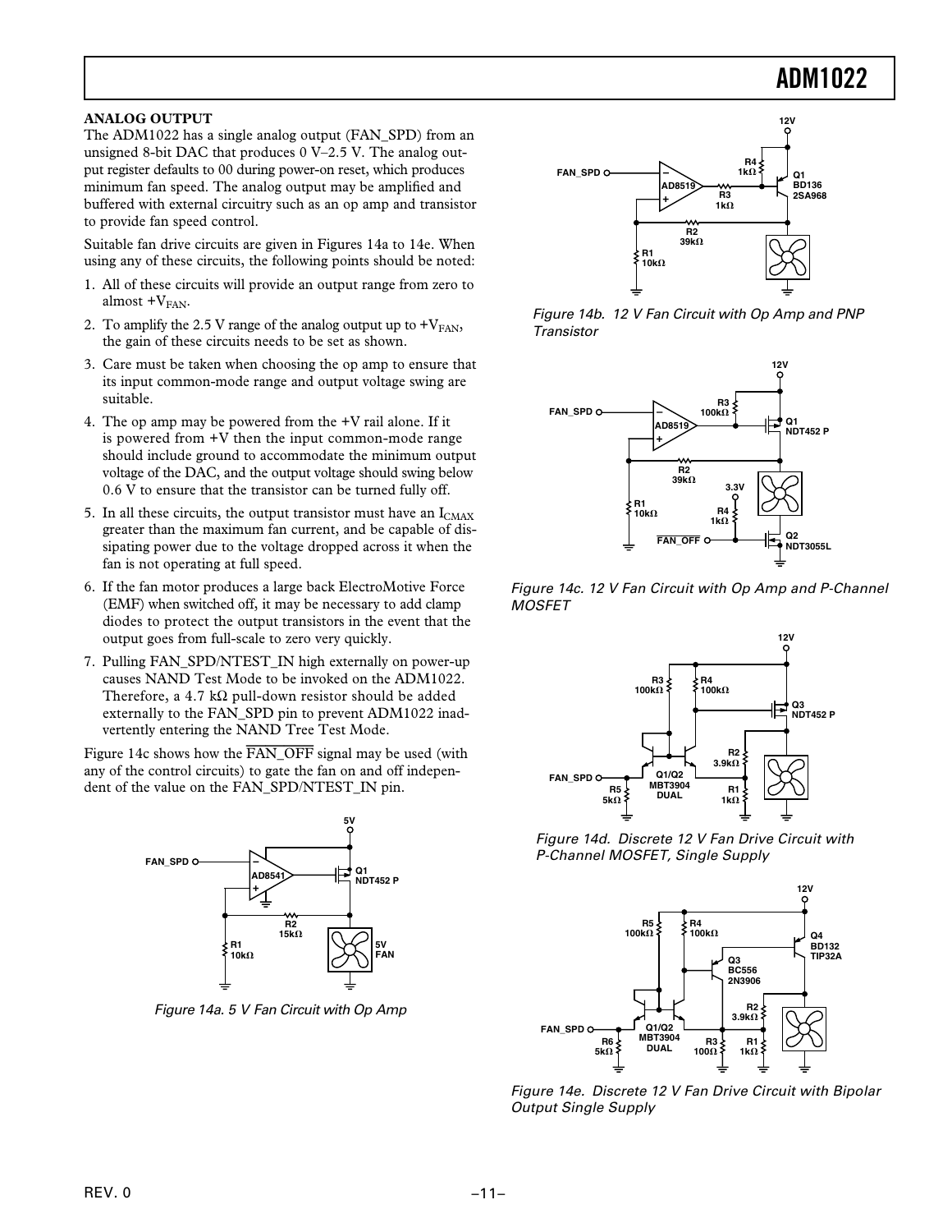### ANALOG OUTPUT

The ADM1022 has a single analog output (FAN_SPD) from an unsigned 8-bit DAC that produces 0 V–2.5 V. The analog output register defaults to 00 during power-on reset, which produces minimum fan speed. The analog output may be amplified and buffered with external circuitry such as an op amp and transistor to provide fan speed control.

Suitable fan drive circuits are given in Figures 14a to 14e. When using any of these circuits, the following points should be noted:

1. All of these circuits will provide an output range from zero to almost $+V_{FAN}$.
2. To amplify the 2.5 V range of the analog output up to $+V_{FAN}$, the gain of these circuits needs to be set as shown.
3. Care must be taken when choosing the op amp to ensure that its input common-mode range and output voltage swing are suitable.
4. The op amp may be powered from the +V rail alone. If it is powered from +V then the input common-mode range should include ground to accommodate the minimum output voltage of the DAC, and the output voltage should swing below 0.6 V to ensure that the transistor can be turned fully off.
5. In all these circuits, the output transistor must have an $I_{CMAX}$ greater than the maximum fan current, and be capable of dissipating power due to the voltage dropped across it when the fan is not operating at full speed.
6. If the fan motor produces a large back ElectroMotive Force (EMF) when switched off, it may be necessary to add clamp diodes to protect the output transistors in the event that the output goes from full-scale to zero very quickly.
7. Pulling FAN_SPD/NTEST_IN high externally on power-up causes NAND Test Mode to be invoked on the ADM1022. Therefore, a 4.7 kΩ pull-down resistor should be added externally to the FAN_SPD pin to prevent ADM1022 inadvertently entering the NAND Tree Test Mode.

Figure 14c shows how the $\overline{\text{FAN\_OFF}}$ signal may be used (with any of the control circuits) to gate the fan on and off independent of the value on the FAN_SPD/NTEST_IN pin.

*Figure 14a. 5 V Fan Circuit with Op Amp*

*Figure 14b. 12 V Fan Circuit with Op Amp and PNP Transistor*

*Figure 14c. 12 V Fan Circuit with Op Amp and P-Channel MOSFET*

*Figure 14d. Discrete 12 V Fan Drive Circuit with P-Channel MOSFET, Single Supply*

*Figure 14e. Discrete 12 V Fan Drive Circuit with Bipolar Output Single Supply*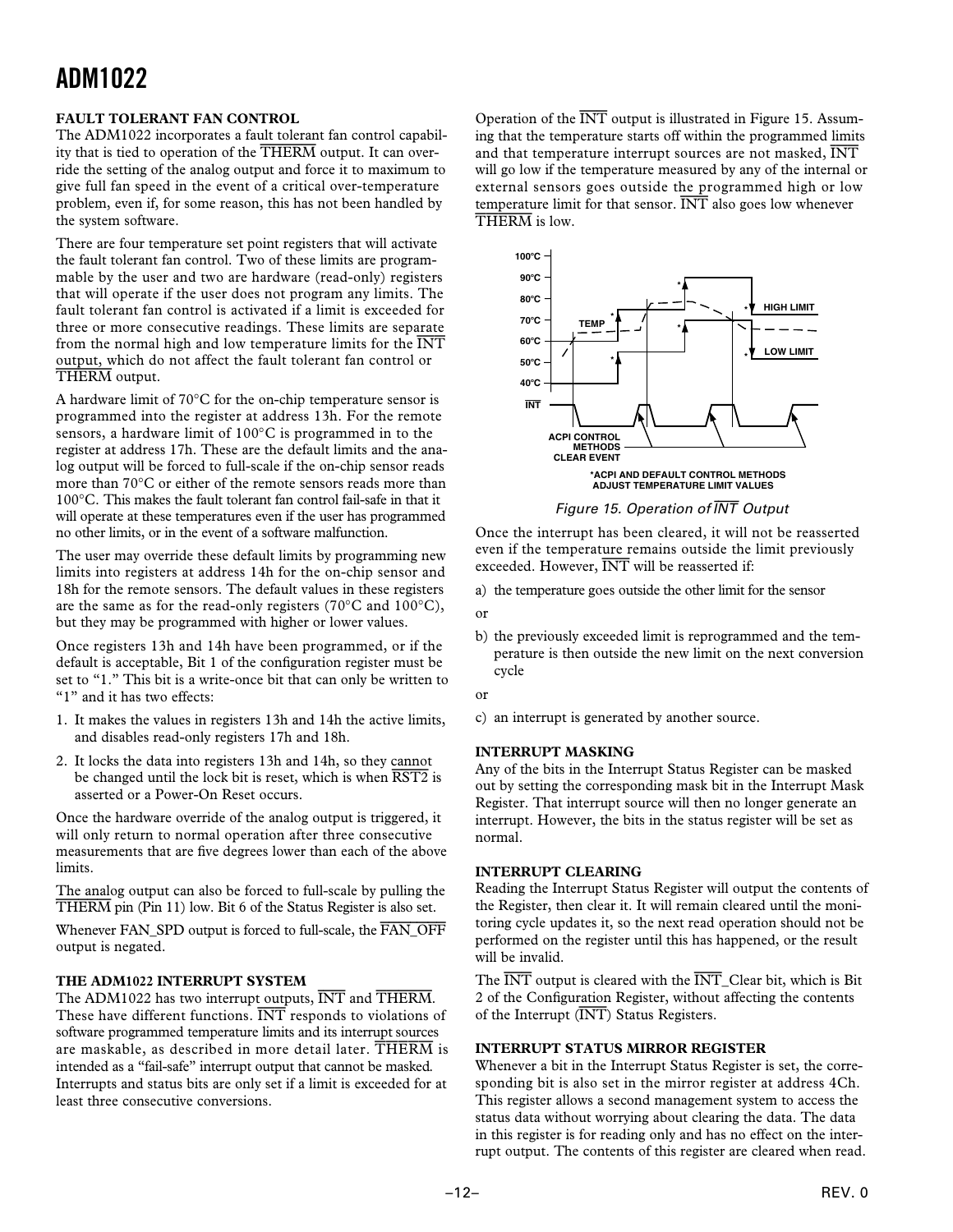## FAULT TOLERANT FAN CONTROL

The ADM1022 incorporates a fault tolerant fan control capability that is tied to operation of the THERM output. It can override the setting of the analog output and force it to maximum to give full fan speed in the event of a critical over-temperature problem, even if, for some reason, this has not been handled by the system software.

There are four temperature set point registers that will activate the fault tolerant fan control. Two of these limits are programmable by the user and two are hardware (read-only) registers that will operate if the user does not program any limits. The fault tolerant fan control is activated if a limit is exceeded for three or more consecutive readings. These limits are separate from the normal high and low temperature limits for the INT output, which do not affect the fault tolerant fan control or THERM output.

A hardware limit of 70°C for the on-chip temperature sensor is programmed into the register at address 13h. For the remote sensors, a hardware limit of 100°C is programmed in to the register at address 17h. These are the default limits and the analog output will be forced to full-scale if the on-chip sensor reads more than 70°C or either of the remote sensors reads more than 100°C. This makes the fault tolerant fan control fail-safe in that it will operate at these temperatures even if the user has programmed no other limits, or in the event of a software malfunction.

The user may override these default limits by programming new limits into registers at address 14h for the on-chip sensor and 18h for the remote sensors. The default values in these registers are the same as for the read-only registers (70°C and 100°C), but they may be programmed with higher or lower values.

Once registers 13h and 14h have been programmed, or if the default is acceptable, Bit 1 of the configuration register must be set to "1." This bit is a write-once bit that can only be written to "1" and it has two effects:

1. It makes the values in registers 13h and 14h the active limits, and disables read-only registers 17h and 18h.
2. It locks the data into registers 13h and 14h, so they cannot be changed until the lock bit is reset, which is when RST2 is asserted or a Power-On Reset occurs.

Once the hardware override of the analog output is triggered, it will only return to normal operation after three consecutive measurements that are five degrees lower than each of the above limits.

The analog output can also be forced to full-scale by pulling the THERM pin (Pin 11) low. Bit 6 of the Status Register is also set.

Whenever FAN_SPD output is forced to full-scale, the FAN_OFF output is negated.

## THE ADM1022 INTERRUPT SYSTEM

The ADM1022 has two interrupt outputs, INT and THERM. These have different functions. INT responds to violations of software programmed temperature limits and its interrupt sources are maskable, as described in more detail later. THERM is intended as a "fail-safe" interrupt output that cannot be masked. Interrupts and status bits are only set if a limit is exceeded for at least three consecutive conversions.

Operation of the INT output is illustrated in Figure 15. Assuming that the temperature starts off within the programmed limits and that temperature interrupt sources are not masked, INT will go low if the temperature measured by any of the internal or external sensors goes outside the programmed high or low temperature limit for that sensor. INT also goes low whenever THERM is low.

*ACPI AND DEFAULT CONTROL METHODS ADJUST TEMPERATURE LIMIT VALUES

Figure 15. Operation of INT Output

Once the interrupt has been cleared, it will not be reasserted even if the temperature remains outside the limit previously exceeded. However, INT will be reasserted if:

a) the temperature goes outside the other limit for the sensor

or

b) the previously exceeded limit is reprogrammed and the temperature is then outside the new limit on the next conversion cycle

or

c) an interrupt is generated by another source.

## INTERRUPT MASKING

Any of the bits in the Interrupt Status Register can be masked out by setting the corresponding mask bit in the Interrupt Mask Register. That interrupt source will then no longer generate an interrupt. However, the bits in the status register will be set as normal.

## INTERRUPT CLEARING

Reading the Interrupt Status Register will output the contents of the Register, then clear it. It will remain cleared until the monitoring cycle updates it, so the next read operation should not be performed on the register until this has happened, or the result will be invalid.

The INT output is cleared with the INT_Clear bit, which is Bit 2 of the Configuration Register, without affecting the contents of the Interrupt (INT) Status Registers.

## INTERRUPT STATUS MIRROR REGISTER

Whenever a bit in the Interrupt Status Register is set, the corresponding bit is also set in the mirror register at address 4Ch. This register allows a second management system to access the status data without worrying about clearing the data. The data in this register is for reading only and has no effect on the interrupt output. The contents of this register are cleared when read.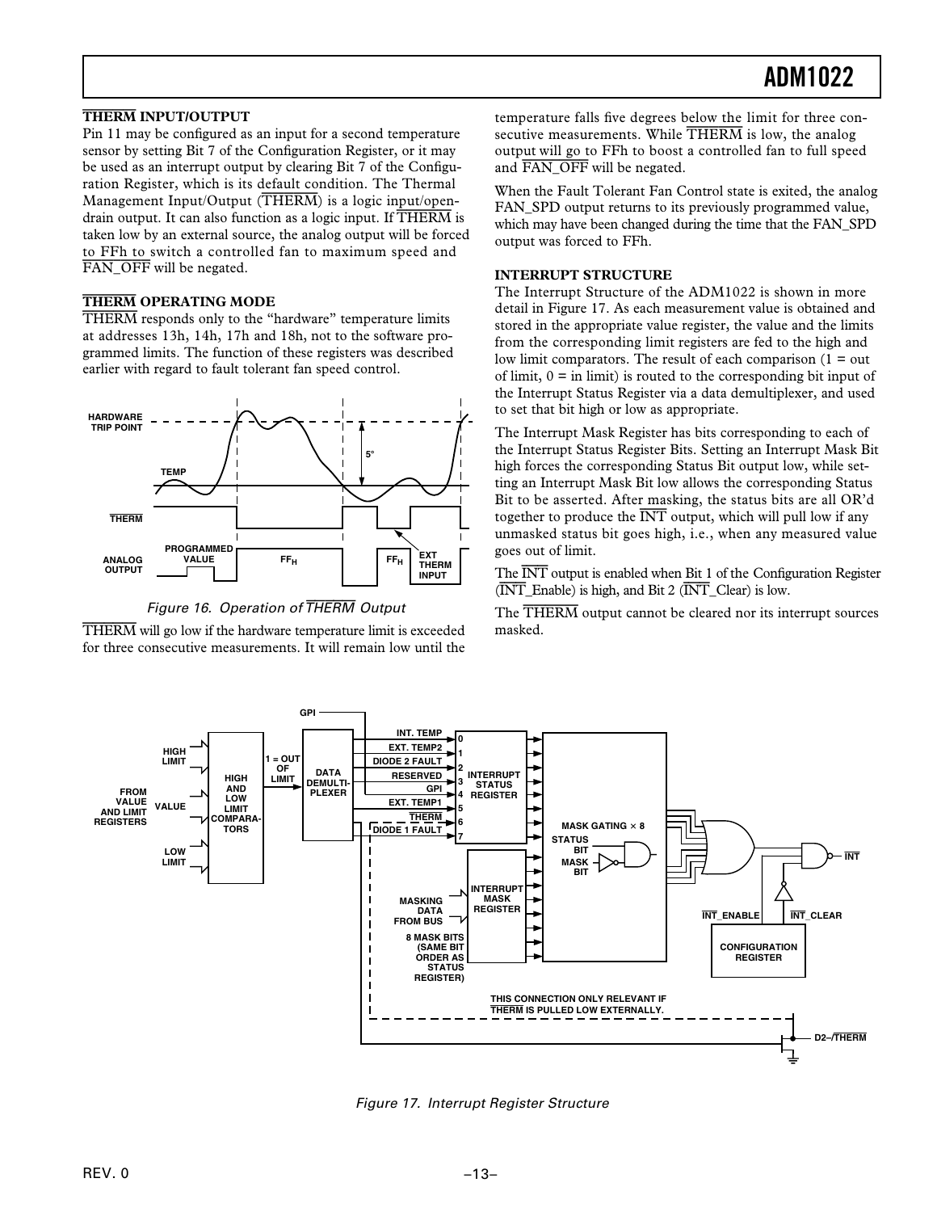## THERM INPUT/OUTPUT

Pin 11 may be configured as an input for a second temperature sensor by setting Bit 7 of the Configuration Register, or it may be used as an interrupt output by clearing Bit 7 of the Configuration Register, which is its default condition. The Thermal Management Input/Output (THERM) is a logic input/open-drain output. It can also function as a logic input. If THERM is taken low by an external source, the analog output will be forced to FFh to switch a controlled fan to maximum speed and FAN_OFF will be negated.

## THERM OPERATING MODE

THERM responds only to the "hardware" temperature limits at addresses 13h, 14h, 17h and 18h, not to the software programmed limits. The function of these registers was described earlier with regard to fault tolerant fan speed control.

Figure 16. Operation of THERM Output

THERM will go low if the hardware temperature limit is exceeded for three consecutive measurements. It will remain low until the temperature falls five degrees below the limit for three consecutive measurements. While THERM is low, the analog output will go to FFh to boost a controlled fan to full speed and FAN_OFF will be negated.

When the Fault Tolerant Fan Control state is exited, the analog FAN_SPD output returns to its previously programmed value, which may have been changed during the time that the FAN_SPD output was forced to FFh.

## INTERRUPT STRUCTURE

The Interrupt Structure of the ADM1022 is shown in more detail in Figure 17. As each measurement value is obtained and stored in the appropriate value register, the value and the limits from the corresponding limit registers are fed to the high and low limit comparators. The result of each comparison (1 = out of limit, 0 = in limit) is routed to the corresponding bit input of the Interrupt Status Register via a data demultiplexer, and used to set that bit high or low as appropriate.

The Interrupt Mask Register has bits corresponding to each of the Interrupt Status Register Bits. Setting an Interrupt Mask Bit high forces the corresponding Status Bit output low, while setting an Interrupt Mask Bit low allows the corresponding Status Bit to be asserted. After masking, the status bits are all OR'd together to produce the INT output, which will pull low if any unmasked status bit goes high, i.e., when any measured value goes out of limit.

The INT output is enabled when Bit 1 of the Configuration Register (INT_Enable) is high, and Bit 2 (INT_Clear) is low.

The THERM output cannot be cleared nor its interrupt sources masked.

Figure 17. Interrupt Register Structure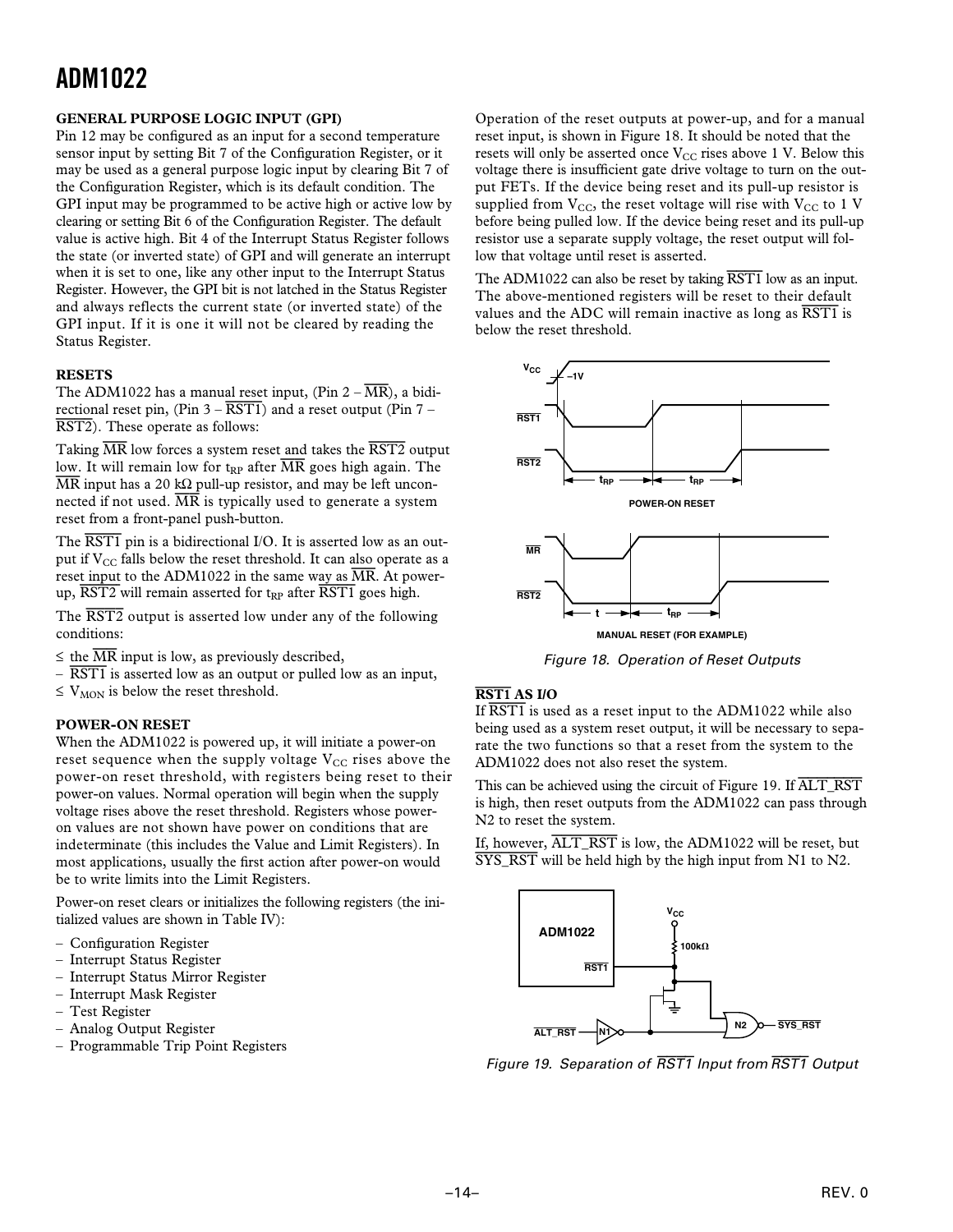## GENERAL PURPOSE LOGIC INPUT (GPI)

Pin 12 may be configured as an input for a second temperature sensor input by setting Bit 7 of the Configuration Register, or it may be used as a general purpose logic input by clearing Bit 7 of the Configuration Register, which is its default condition. The GPI input may be programmed to be active high or active low by clearing or setting Bit 6 of the Configuration Register. The default value is active high. Bit 4 of the Interrupt Status Register follows the state (or inverted state) of GPI and will generate an interrupt when it is set to one, like any other input to the Interrupt Status Register. However, the GPI bit is not latched in the Status Register and always reflects the current state (or inverted state) of the GPI input. If it is one it will not be cleared by reading the Status Register.

## RESETS

The ADM1022 has a manual reset input, (Pin 2 – $\overline{MR}$), a bidirectional reset pin, (Pin 3 – $\overline{RST1}$) and a reset output (Pin 7 – $\overline{RST2}$). These operate as follows:

Taking $\overline{MR}$ low forces a system reset and takes the $\overline{RST2}$ output low. It will remain low for $t_{RP}$ after $\overline{MR}$ goes high again. The $\overline{MR}$ input has a 20 kΩ pull-up resistor, and may be left unconnected if not used. $\overline{MR}$ is typically used to generate a system reset from a front-panel push-button.

The $\overline{RST1}$ pin is a bidirectional I/O. It is asserted low as an output if $V_{CC}$ falls below the reset threshold. It can also operate as a reset input to the ADM1022 in the same way as $\overline{MR}$. At power-up, $\overline{RST2}$ will remain asserted for $t_{RP}$ after $\overline{RST1}$ goes high.

The $\overline{RST2}$ output is asserted low under any of the following conditions:

≤ the $\overline{MR}$ input is low, as previously described,

– $\overline{RST1}$ is asserted low as an output or pulled low as an input,

≤ $V_{MON}$ is below the reset threshold.

## POWER-ON RESET

When the ADM1022 is powered up, it will initiate a power-on reset sequence when the supply voltage $V_{CC}$ rises above the power-on reset threshold, with registers being reset to their power-on values. Normal operation will begin when the supply voltage rises above the reset threshold. Registers whose power-on values are not shown have power on conditions that are indeterminate (this includes the Value and Limit Registers). In most applications, usually the first action after power-on would be to write limits into the Limit Registers.

Power-on reset clears or initializes the following registers (the initialized values are shown in Table IV):

- Configuration Register
- Interrupt Status Register
- Interrupt Status Mirror Register
- Interrupt Mask Register
- Test Register
- Analog Output Register
- Programmable Trip Point Registers

Operation of the reset outputs at power-up, and for a manual reset input, is shown in Figure 18. It should be noted that the resets will only be asserted once $V_{CC}$ rises above 1 V. Below this voltage there is insufficient gate drive voltage to turn on the output FETs. If the device being reset and its pull-up resistor is supplied from $V_{CC}$, the reset voltage will rise with $V_{CC}$ to 1 V before being pulled low. If the device being reset and its pull-up resistor use a separate supply voltage, the reset output will follow that voltage until reset is asserted.

The ADM1022 can also be reset by taking $\overline{RST1}$ low as an input. The above-mentioned registers will be reset to their default values and the ADC will remain inactive as long as $\overline{RST1}$ is below the reset threshold.

Figure 18. Operation of Reset Outputs

## $\overline{RST1}$ AS I/O

If $\overline{RST1}$ is used as a reset input to the ADM1022 while also being used as a system reset output, it will be necessary to separate the two functions so that a reset from the system to the ADM1022 does not also reset the system.

This can be achieved using the circuit of Figure 19. If $\overline{ALT\_RST}$ is high, then reset outputs from the ADM1022 can pass through N2 to reset the system.

If, however, $\overline{ALT\_RST}$ is low, the ADM1022 will be reset, but $\overline{SYS\_RST}$ will be held high by the high input from N1 to N2.

Figure 19. Separation of $\overline{RST1}$ Input from $\overline{RST1}$ Output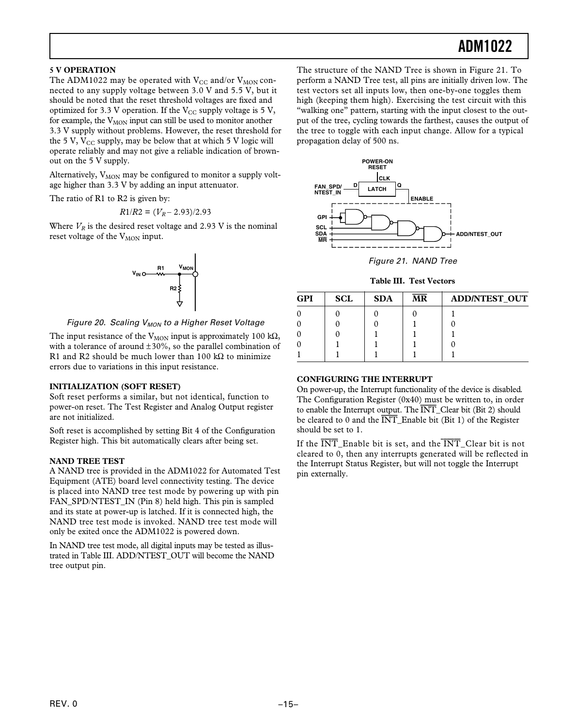### 5 V OPERATION

The ADM1022 may be operated with $V_{CC}$ and/or $V_{MON}$ connected to any supply voltage between 3.0 V and 5.5 V, but it should be noted that the reset threshold voltages are fixed and optimized for 3.3 V operation. If the $V_{CC}$ supply voltage is 5 V, for example, the $V_{MON}$ input can still be used to monitor another 3.3 V supply without problems. However, the reset threshold for the 5 V, $V_{CC}$ supply, may be below that at which 5 V logic will operate reliably and may not give a reliable indication of brownout on the 5 V supply.

Alternatively, $V_{MON}$ may be configured to monitor a supply voltage higher than 3.3 V by adding an input attenuator.

The ratio of R1 to R2 is given by:

$$R1/R2 = (V_R - 2.93)/2.93$$

Where $V_R$ is the desired reset voltage and 2.93 V is the nominal reset voltage of the $V_{MON}$ input.

*Figure 20. Scaling $V_{MON}$ to a Higher Reset Voltage*

The input resistance of the $V_{MON}$ input is approximately 100 kΩ, with a tolerance of around ±30%, so the parallel combination of R1 and R2 should be much lower than 100 kΩ to minimize errors due to variations in this input resistance.

### INITIALIZATION (SOFT RESET)

Soft reset performs a similar, but not identical, function to power-on reset. The Test Register and Analog Output register are not initialized.

Soft reset is accomplished by setting Bit 4 of the Configuration Register high. This bit automatically clears after being set.

### NAND TREE TEST

A NAND tree is provided in the ADM1022 for Automated Test Equipment (ATE) board level connectivity testing. The device is placed into NAND tree test mode by powering up with pin FAN_SPD/NTEST_IN (Pin 8) held high. This pin is sampled and its state at power-up is latched. If it is connected high, the NAND tree test mode is invoked. NAND tree test mode will only be exited once the ADM1022 is powered down.

In NAND tree test mode, all digital inputs may be tested as illustrated in Table III. ADD/NTEST_OUT will become the NAND tree output pin.

The structure of the NAND Tree is shown in Figure 21. To perform a NAND Tree test, all pins are initially driven low. The test vectors set all inputs low, then one-by-one toggles them high (keeping them high). Exercising the test circuit with this "walking one" pattern, starting with the input closest to the output of the tree, cycling towards the farthest, causes the output of the tree to toggle with each input change. Allow for a typical propagation delay of 500 ns.

*Figure 21. NAND Tree*

**Table III. Test Vectors**

| GPI | SCL | SDA | $\overline{MR}$ | ADD/NTEST_OUT |
|---|---|---|---|---|
| 0 | 0 | 0 | 0 | 1 |
| 0 | 0 | 0 | 1 | 0 |
| 0 | 0 | 1 | 1 | 1 |
| 0 | 1 | 1 | 1 | 0 |
| 1 | 1 | 1 | 1 | 1 |

### CONFIGURING THE INTERRUPT

On power-up, the Interrupt functionality of the device is disabled. The Configuration Register (0x40) must be written to, in order to enable the Interrupt output. The $\overline{INT}$_Clear bit (Bit 2) should be cleared to 0 and the $\overline{INT}$_Enable bit (Bit 1) of the Register should be set to 1.

If the $\overline{INT}$_Enable bit is set, and the $\overline{INT}$_Clear bit is not cleared to 0, then any interrupts generated will be reflected in the Interrupt Status Register, but will not toggle the Interrupt pin externally.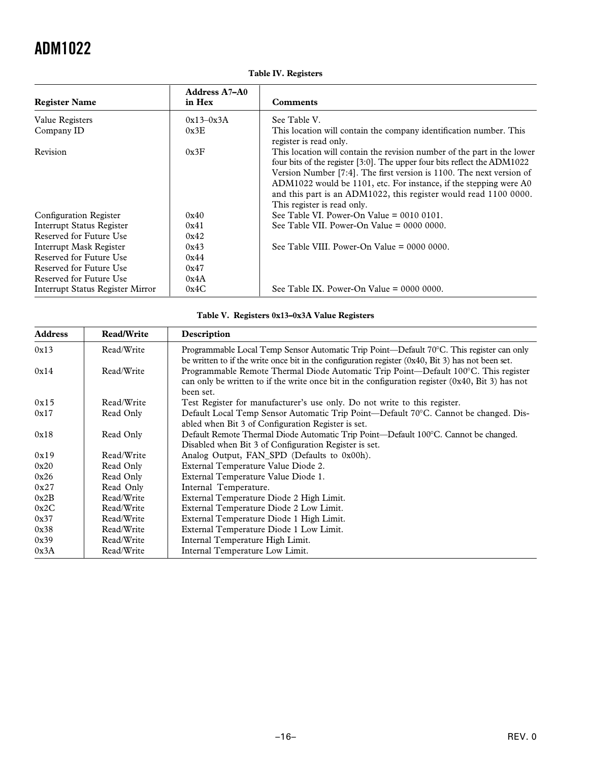**Table IV. Registers**

| Register Name | Address A7–A0 in Hex | Comments |
|---|---|---|
| Value Registers | 0x13–0x3A | See Table V. |
| Company ID | 0x3E | This location will contain the company identification number. This register is read only. |
| Revision | 0x3F | This location will contain the revision number of the part in the lower four bits of the register [3:0]. The upper four bits reflect the ADM1022 Version Number [7:4]. The first version is 1100. The next version of ADM1022 would be 1101, etc. For instance, if the stepping were A0 and this part is an ADM1022, this register would read 1100 0000. This register is read only. |
| Configuration Register | 0x40 | See Table VI. Power-On Value = 0010 0101. |
| Interrupt Status Register | 0x41 | See Table VII. Power-On Value = 0000 0000. |
| Reserved for Future Use | 0x42 | |
| Interrupt Mask Register | 0x43 | See Table VIII. Power-On Value = 0000 0000. |
| Reserved for Future Use | 0x44 | |
| Reserved for Future Use | 0x47 | |
| Reserved for Future Use | 0x4A | |
| Interrupt Status Register Mirror | 0x4C | See Table IX. Power-On Value = 0000 0000. |

**Table V. Registers 0x13–0x3A Value Registers**

| Address | Read/Write | Description |
|---|---|---|
| 0x13 | Read/Write | Programmable Local Temp Sensor Automatic Trip Point—Default 70°C. This register can only be written to if the write once bit in the configuration register (0x40, Bit 3) has not been set. |
| 0x14 | Read/Write | Programmable Remote Thermal Diode Automatic Trip Point—Default 100°C. This register can only be written to if the write once bit in the configuration register (0x40, Bit 3) has not been set. |
| 0x15 | Read/Write | Test Register for manufacturer's use only. Do not write to this register. |
| 0x17 | Read Only | Default Local Temp Sensor Automatic Trip Point—Default 70°C. Cannot be changed. Disabled when Bit 3 of Configuration Register is set. |
| 0x18 | Read Only | Default Remote Thermal Diode Automatic Trip Point—Default 100°C. Cannot be changed. Disabled when Bit 3 of Configuration Register is set. |
| 0x19 | Read/Write | Analog Output, FAN_SPD (Defaults to 0x00h). |
| 0x20 | Read Only | External Temperature Value Diode 2. |
| 0x26 | Read Only | External Temperature Value Diode 1. |
| 0x27 | Read Only | Internal Temperature. |
| 0x2B | Read/Write | External Temperature Diode 2 High Limit. |
| 0x2C | Read/Write | External Temperature Diode 2 Low Limit. |
| 0x37 | Read/Write | External Temperature Diode 1 High Limit. |
| 0x38 | Read/Write | External Temperature Diode 1 Low Limit. |
| 0x39 | Read/Write | Internal Temperature High Limit. |
| 0x3A | Read/Write | Internal Temperature Low Limit. |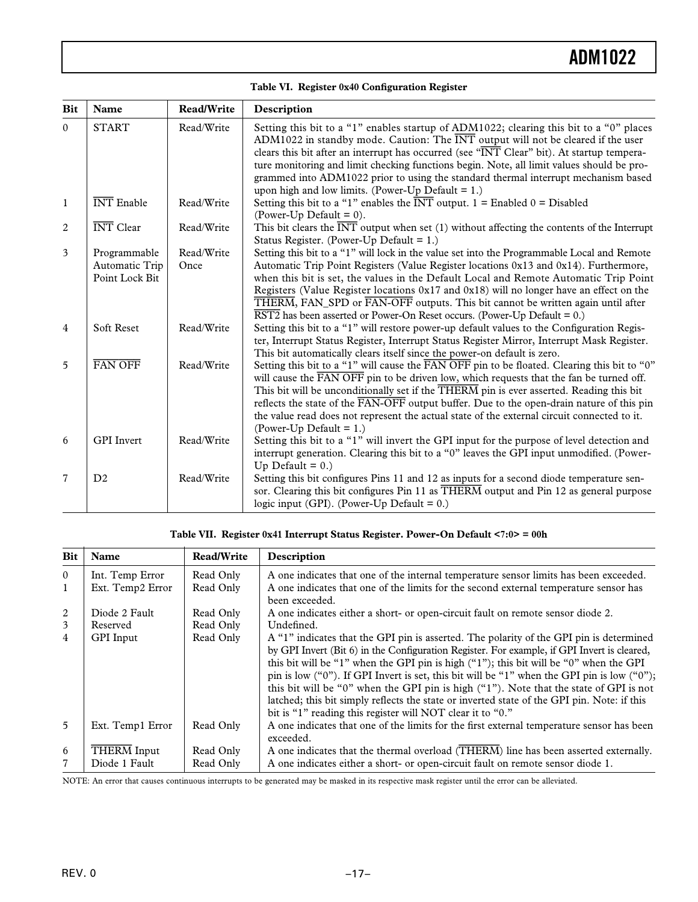**Table VI. Register 0x40 Configuration Register**

| Bit | Name | Read/Write | Description |
|---|---|---|---|
| 0 | START | Read/Write | Setting this bit to a "1" enables startup of ADM1022; clearing this bit to a "0" places ADM1022 in standby mode. Caution: The INT output will not be cleared if the user clears this bit after an interrupt has occurred (see "INT Clear" bit). At startup temperature monitoring and limit checking functions begin. Note, all limit values should be programmed into ADM1022 prior to using the standard thermal interrupt mechanism based upon high and low limits. (Power-Up Default = 1.) |
| 1 | INT Enable | Read/Write | Setting this bit to a "1" enables the INT output. 1 = Enabled 0 = Disabled (Power-Up Default = 0). |
| 2 | INT Clear | Read/Write | This bit clears the INT output when set (1) without affecting the contents of the Interrupt Status Register. (Power-Up Default = 1.) |
| 3 | Programmable Automatic Trip Point Lock Bit | Read/Write Once | Setting this bit to a "1" will lock in the value set into the Programmable Local and Remote Automatic Trip Point Registers (Value Register locations 0x13 and 0x14). Furthermore, when this bit is set, the values in the Default Local and Remote Automatic Trip Point Registers (Value Register locations 0x17 and 0x18) will no longer have an effect on the THERM, FAN_SPD or FAN-OFF outputs. This bit cannot be written again until after RST2 has been asserted or Power-On Reset occurs. (Power-Up Default = 0.) |
| 4 | Soft Reset | Read/Write | Setting this bit to a "1" will restore power-up default values to the Configuration Register, Interrupt Status Register, Interrupt Status Register Mirror, Interrupt Mask Register. This bit automatically clears itself since the power-on default is zero. |
| 5 | FAN OFF | Read/Write | Setting this bit to a "1" will cause the FAN OFF pin to be floated. Clearing this bit to "0" will cause the FAN OFF pin to be driven low, which requests that the fan be turned off. This bit will be unconditionally set if the THERM pin is ever asserted. Reading this bit reflects the state of the FAN-OFF output buffer. Due to the open-drain nature of this pin the value read does not represent the actual state of the external circuit connected to it. (Power-Up Default = 1.) |
| 6 | GPI Invert | Read/Write | Setting this bit to a "1" will invert the GPI input for the purpose of level detection and interrupt generation. Clearing this bit to a "0" leaves the GPI input unmodified. (Power-Up Default = 0.) |
| 7 | D2 | Read/Write | Setting this bit configures Pins 11 and 12 as inputs for a second diode temperature sensor. Clearing this bit configures Pin 11 as THERM output and Pin 12 as general purpose logic input (GPI). (Power-Up Default = 0.) |

**Table VII. Register 0x41 Interrupt Status Register. Power-On Default <7:0> = 00h**

| Bit | Name | Read/Write | Description |
|---|---|---|---|
| 0 | Int. Temp Error | Read Only | A one indicates that one of the internal temperature sensor limits has been exceeded. |
| 1 | Ext. Temp2 Error | Read Only | A one indicates that one of the limits for the second external temperature sensor has been exceeded. |
| 2 | Diode 2 Fault | Read Only | A one indicates either a short- or open-circuit fault on remote sensor diode 2. |
| 3 | Reserved | Read Only | Undefined. |
| 4 | GPI Input | Read Only | A "1" indicates that the GPI pin is asserted. The polarity of the GPI pin is determined by GPI Invert (Bit 6) in the Configuration Register. For example, if GPI Invert is cleared, this bit will be "1" when the GPI pin is high ("1"); this bit will be "0" when the GPI pin is low ("0"). If GPI Invert is set, this bit will be "1" when the GPI pin is low ("0"); this bit will be "0" when the GPI pin is high ("1"). Note that the state of GPI is not latched; this bit simply reflects the state or inverted state of the GPI pin. Note: if this bit is "1" reading this register will NOT clear it to "0." |
| 5 | Ext. Temp1 Error | Read Only | A one indicates that one of the limits for the first external temperature sensor has been exceeded. |
| 6 | THERM Input | Read Only | A one indicates that the thermal overload (THERM) line has been asserted externally. |
| 7 | Diode 1 Fault | Read Only | A one indicates either a short- or open-circuit fault on remote sensor diode 1. |

NOTE: An error that causes continuous interrupts to be generated may be masked in its respective mask register until the error can be alleviated.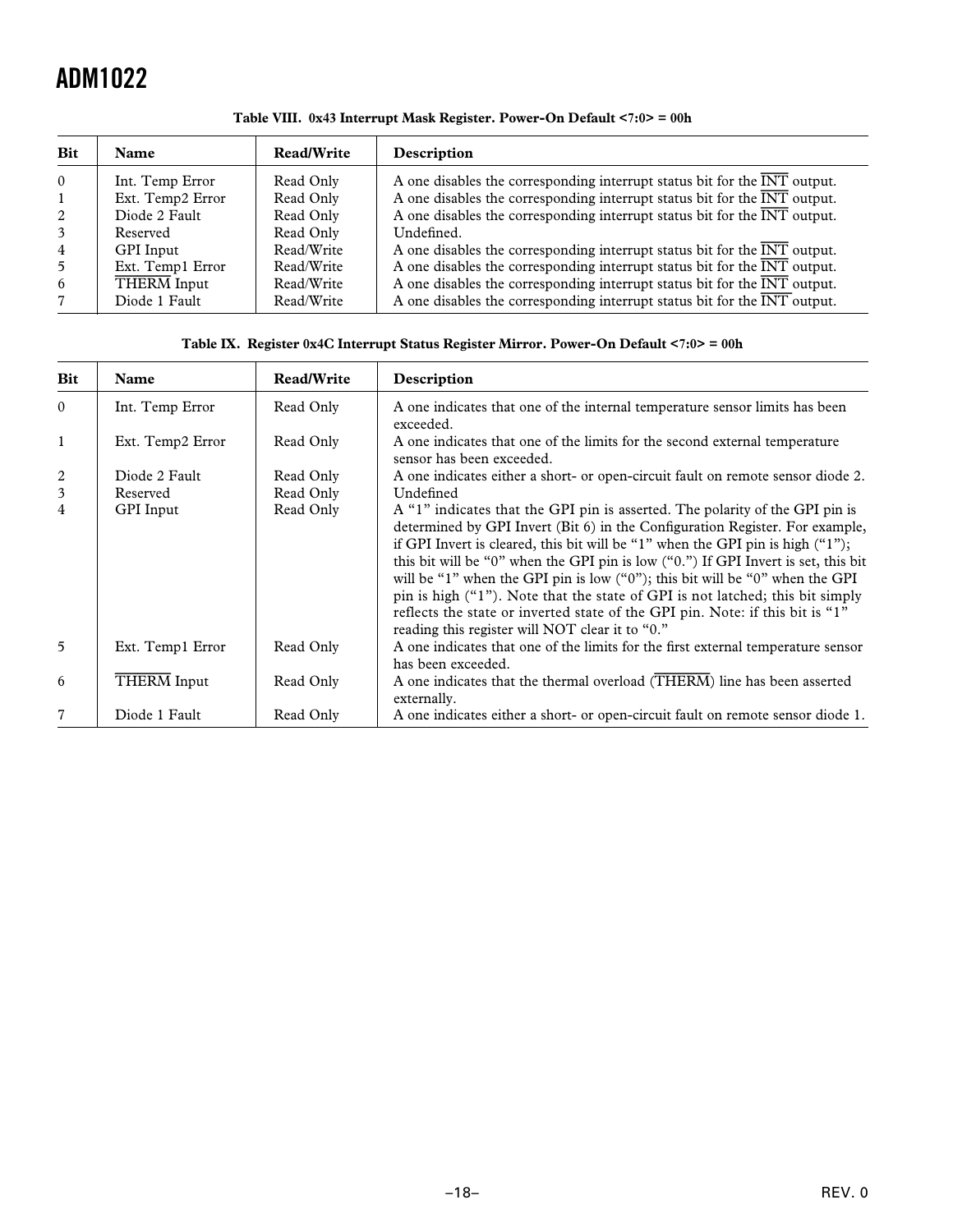**Table VIII. 0x43 Interrupt Mask Register. Power-On Default <7:0> = 00h**

| Bit | Name | Read/Write | Description |
|---|---|---|---|
| 0 | Int. Temp Error | Read Only | A one disables the corresponding interrupt status bit for the $\overline{\text{INT}}$ output. |
| 1 | Ext. Temp2 Error | Read Only | A one disables the corresponding interrupt status bit for the $\overline{\text{INT}}$ output. |
| 2 | Diode 2 Fault | Read Only | A one disables the corresponding interrupt status bit for the $\overline{\text{INT}}$ output. |
| 3 | Reserved | Read Only | Undefined. |
| 4 | GPI Input | Read/Write | A one disables the corresponding interrupt status bit for the $\overline{\text{INT}}$ output. |
| 5 | Ext. Temp1 Error | Read/Write | A one disables the corresponding interrupt status bit for the $\overline{\text{INT}}$ output. |
| 6 | $\overline{\text{THERM}}$ Input | Read/Write | A one disables the corresponding interrupt status bit for the $\overline{\text{INT}}$ output. |
| 7 | Diode 1 Fault | Read/Write | A one disables the corresponding interrupt status bit for the $\overline{\text{INT}}$ output. |

**Table IX. Register 0x4C Interrupt Status Register Mirror. Power-On Default <7:0> = 00h**

| Bit | Name | Read/Write | Description |
|---|---|---|---|
| 0 | Int. Temp Error | Read Only | A one indicates that one of the internal temperature sensor limits has been exceeded. |
| 1 | Ext. Temp2 Error | Read Only | A one indicates that one of the limits for the second external temperature sensor has been exceeded. |
| 2 | Diode 2 Fault | Read Only | A one indicates either a short- or open-circuit fault on remote sensor diode 2. |
| 3 | Reserved | Read Only | Undefined |
| 4 | GPI Input | Read Only | A "1" indicates that the GPI pin is asserted. The polarity of the GPI pin is determined by GPI Invert (Bit 6) in the Configuration Register. For example, if GPI Invert is cleared, this bit will be "1" when the GPI pin is high ("1"); this bit will be "0" when the GPI pin is low ("0.") If GPI Invert is set, this bit will be "1" when the GPI pin is low ("0"); this bit will be "0" when the GPI pin is high ("1"). Note that the state of GPI is not latched; this bit simply reflects the state or inverted state of the GPI pin. Note: if this bit is "1" reading this register will NOT clear it to "0." |
| 5 | Ext. Temp1 Error | Read Only | A one indicates that one of the limits for the first external temperature sensor has been exceeded. |
| 6 | $\overline{\text{THERM}}$ Input | Read Only | A one indicates that the thermal overload ($\overline{\text{THERM}}$) line has been asserted externally. |
| 7 | Diode 1 Fault | Read Only | A one indicates either a short- or open-circuit fault on remote sensor diode 1. |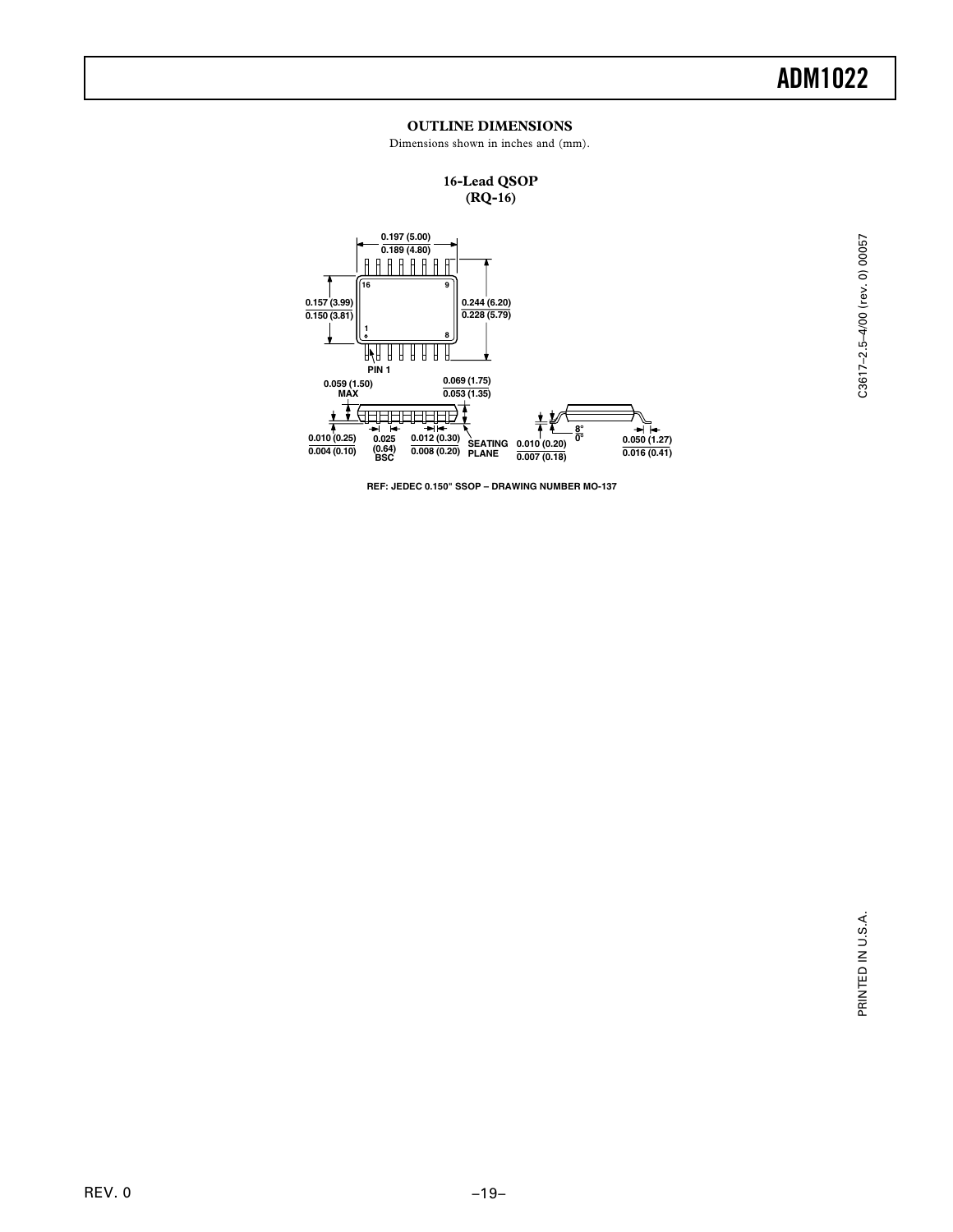## OUTLINE DIMENSIONS

Dimensions shown in inches and (mm).

### 16-Lead QSOP (RQ-16)

0.197 (5.00)
0.189 (4.80)

16
9
1
8

0.157 (3.99)
0.150 (3.81)

0.244 (6.20)
0.228 (5.79)

PIN 1

0.059 (1.50) MAX

0.069 (1.75)
0.053 (1.35)

0.010 (0.25)
0.004 (0.10)

0.025 (0.64) BSC

0.012 (0.30)
0.008 (0.20)

SEATING PLANE

0.010 (0.20)
0.007 (0.18)

8°
0°

0.050 (1.27)
0.016 (0.41)

REF: JEDEC 0.150" SSOP – DRAWING NUMBER MO-137

C3617–2.5–4/00 (rev. 0) 00057

PRINTED IN U.S.A.